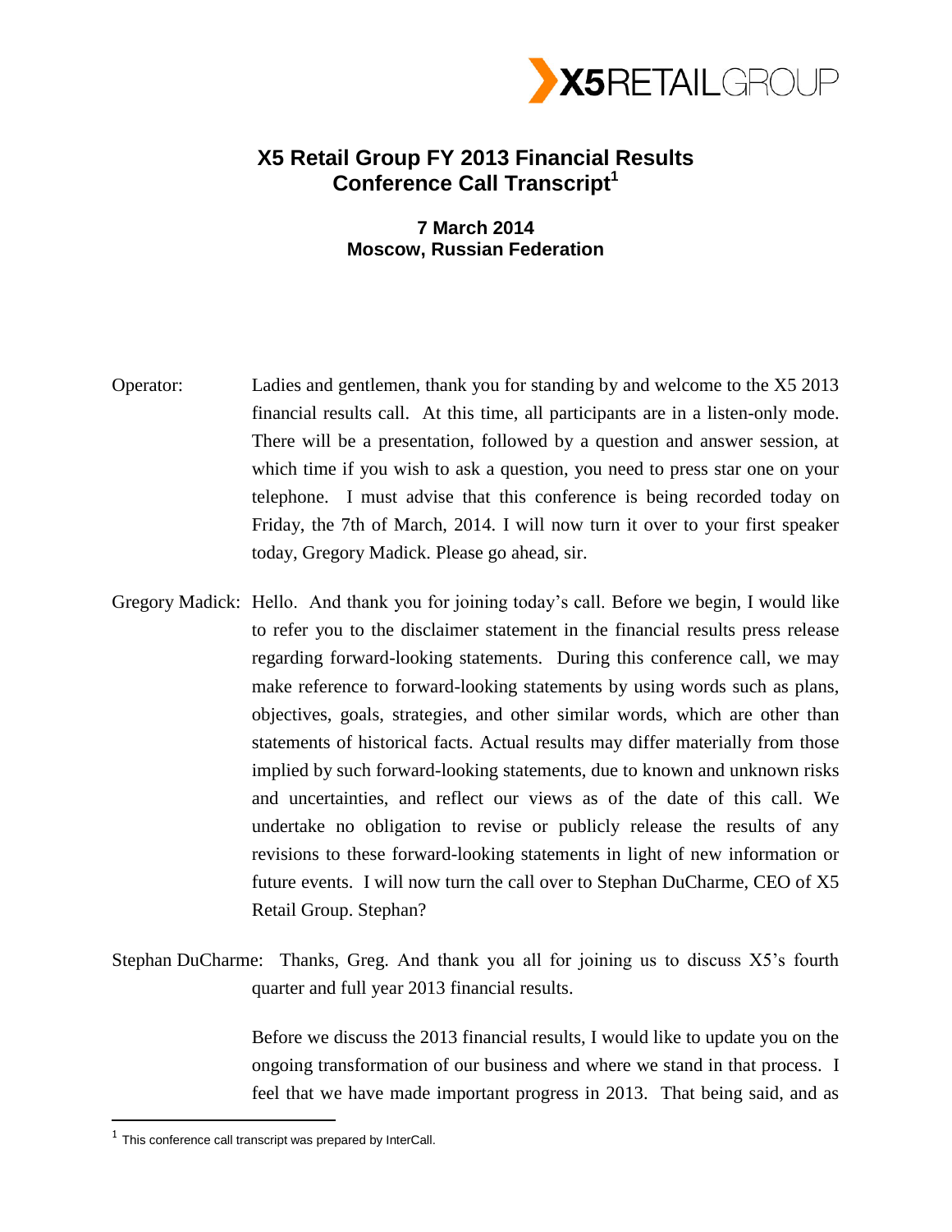# X5 Retail Group FY 2013 Financial Results Conference Call Transcript[1]

**7 March 2014**
**Moscow, Russian Federation**

Operator: Ladies and gentlemen, thank you for standing by and welcome to the X5 2013 financial results call. At this time, all participants are in a listen-only mode. There will be a presentation, followed by a question and answer session, at which time if you wish to ask a question, you need to press star one on your telephone. I must advise that this conference is being recorded today on Friday, the 7th of March, 2014. I will now turn it over to your first speaker today, Gregory Madick. Please go ahead, sir.

Gregory Madick: Hello. And thank you for joining today's call. Before we begin, I would like to refer you to the disclaimer statement in the financial results press release regarding forward-looking statements. During this conference call, we may make reference to forward-looking statements by using words such as plans, objectives, goals, strategies, and other similar words, which are other than statements of historical facts. Actual results may differ materially from those implied by such forward-looking statements, due to known and unknown risks and uncertainties, and reflect our views as of the date of this call. We undertake no obligation to revise or publicly release the results of any revisions to these forward-looking statements in light of new information or future events. I will now turn the call over to Stephan DuCharme, CEO of X5 Retail Group. Stephan?

Stephan DuCharme: Thanks, Greg. And thank you all for joining us to discuss X5's fourth quarter and full year 2013 financial results.

Before we discuss the 2013 financial results, I would like to update you on the ongoing transformation of our business and where we stand in that process. I feel that we have made important progress in 2013. That being said, and as

[1] This conference call transcript was prepared by InterCall.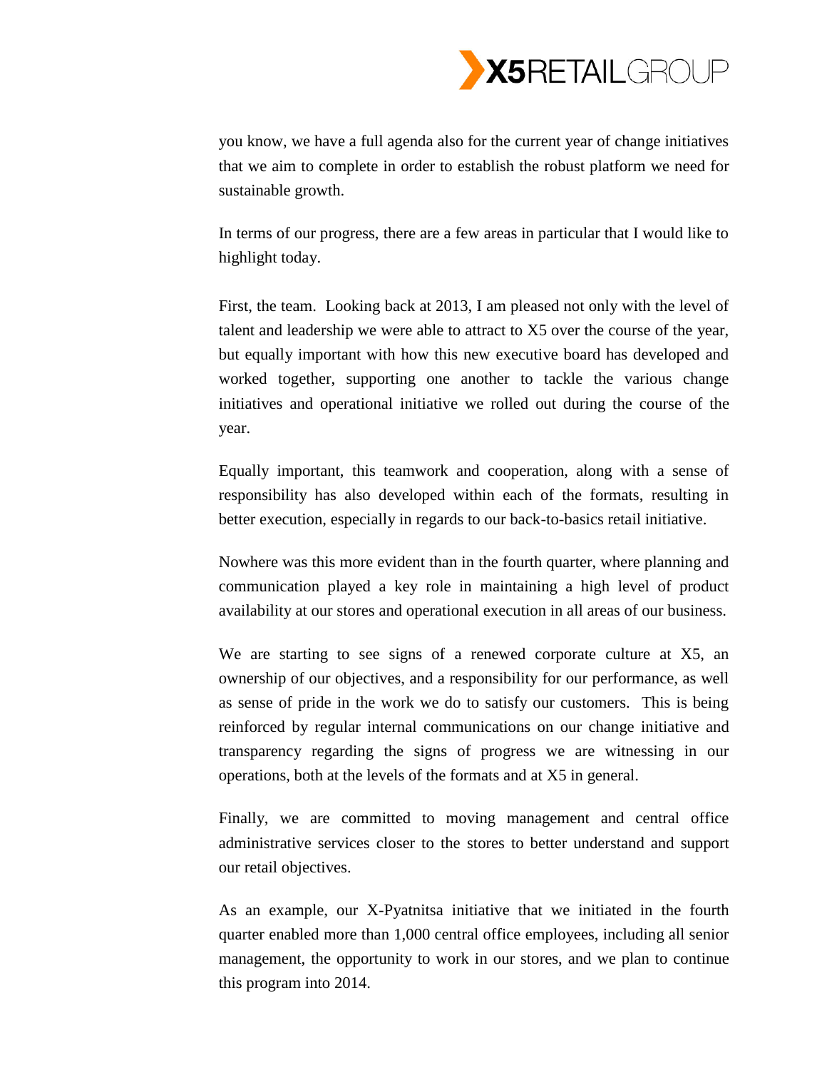you know, we have a full agenda also for the current year of change initiatives that we aim to complete in order to establish the robust platform we need for sustainable growth.

In terms of our progress, there are a few areas in particular that I would like to highlight today.

First, the team. Looking back at 2013, I am pleased not only with the level of talent and leadership we were able to attract to X5 over the course of the year, but equally important with how this new executive board has developed and worked together, supporting one another to tackle the various change initiatives and operational initiative we rolled out during the course of the year.

Equally important, this teamwork and cooperation, along with a sense of responsibility has also developed within each of the formats, resulting in better execution, especially in regards to our back-to-basics retail initiative.

Nowhere was this more evident than in the fourth quarter, where planning and communication played a key role in maintaining a high level of product availability at our stores and operational execution in all areas of our business.

We are starting to see signs of a renewed corporate culture at X5, an ownership of our objectives, and a responsibility for our performance, as well as sense of pride in the work we do to satisfy our customers. This is being reinforced by regular internal communications on our change initiative and transparency regarding the signs of progress we are witnessing in our operations, both at the levels of the formats and at X5 in general.

Finally, we are committed to moving management and central office administrative services closer to the stores to better understand and support our retail objectives.

As an example, our X-Pyatnitsa initiative that we initiated in the fourth quarter enabled more than 1,000 central office employees, including all senior management, the opportunity to work in our stores, and we plan to continue this program into 2014.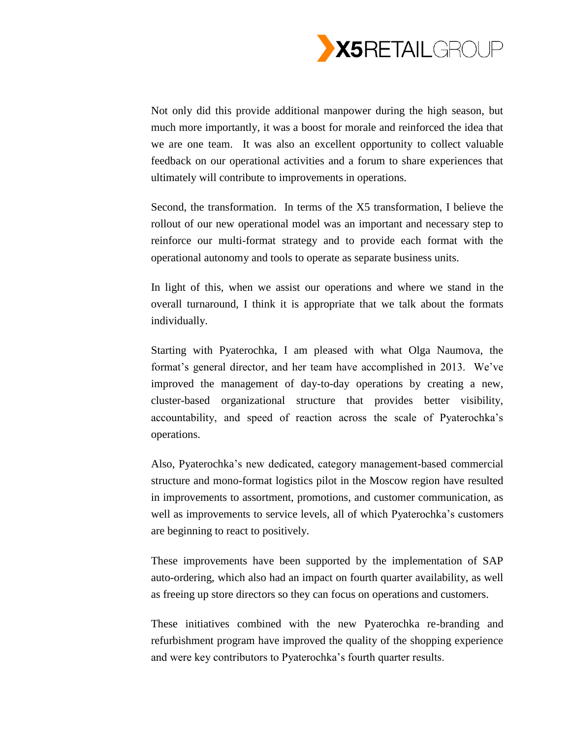Not only did this provide additional manpower during the high season, but much more importantly, it was a boost for morale and reinforced the idea that we are one team. It was also an excellent opportunity to collect valuable feedback on our operational activities and a forum to share experiences that ultimately will contribute to improvements in operations.

Second, the transformation. In terms of the X5 transformation, I believe the rollout of our new operational model was an important and necessary step to reinforce our multi-format strategy and to provide each format with the operational autonomy and tools to operate as separate business units.

In light of this, when we assist our operations and where we stand in the overall turnaround, I think it is appropriate that we talk about the formats individually.

Starting with Pyaterochka, I am pleased with what Olga Naumova, the format's general director, and her team have accomplished in 2013. We've improved the management of day-to-day operations by creating a new, cluster-based organizational structure that provides better visibility, accountability, and speed of reaction across the scale of Pyaterochka's operations.

Also, Pyaterochka's new dedicated, category management-based commercial structure and mono-format logistics pilot in the Moscow region have resulted in improvements to assortment, promotions, and customer communication, as well as improvements to service levels, all of which Pyaterochka's customers are beginning to react to positively.

These improvements have been supported by the implementation of SAP auto-ordering, which also had an impact on fourth quarter availability, as well as freeing up store directors so they can focus on operations and customers.

These initiatives combined with the new Pyaterochka re-branding and refurbishment program have improved the quality of the shopping experience and were key contributors to Pyaterochka's fourth quarter results.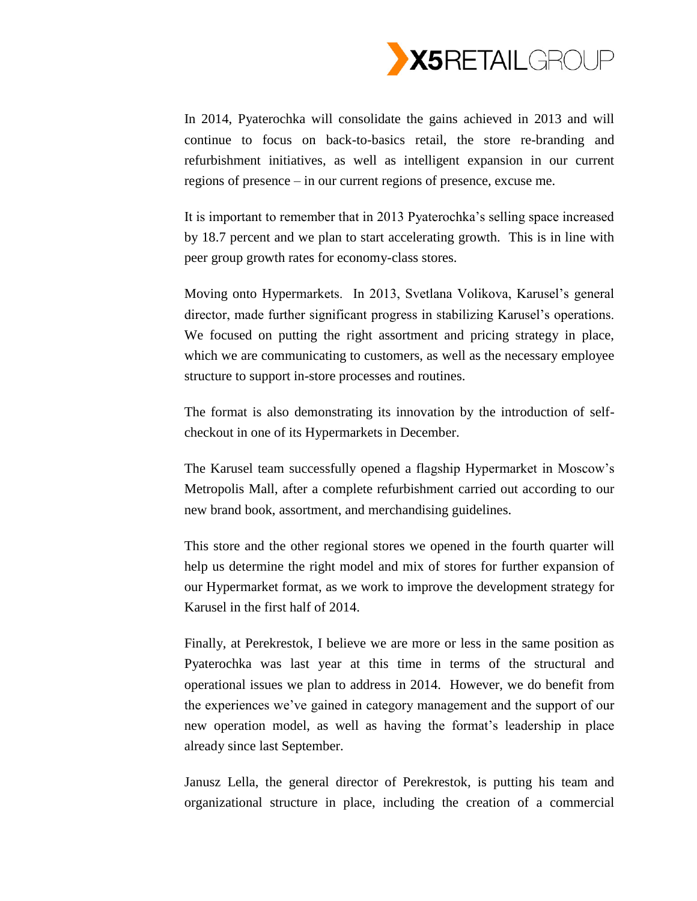In 2014, Pyaterochka will consolidate the gains achieved in 2013 and will continue to focus on back-to-basics retail, the store re-branding and refurbishment initiatives, as well as intelligent expansion in our current regions of presence – in our current regions of presence, excuse me.

It is important to remember that in 2013 Pyaterochka's selling space increased by 18.7 percent and we plan to start accelerating growth. This is in line with peer group growth rates for economy-class stores.

Moving onto Hypermarkets. In 2013, Svetlana Volikova, Karusel's general director, made further significant progress in stabilizing Karusel's operations. We focused on putting the right assortment and pricing strategy in place, which we are communicating to customers, as well as the necessary employee structure to support in-store processes and routines.

The format is also demonstrating its innovation by the introduction of self-checkout in one of its Hypermarkets in December.

The Karusel team successfully opened a flagship Hypermarket in Moscow's Metropolis Mall, after a complete refurbishment carried out according to our new brand book, assortment, and merchandising guidelines.

This store and the other regional stores we opened in the fourth quarter will help us determine the right model and mix of stores for further expansion of our Hypermarket format, as we work to improve the development strategy for Karusel in the first half of 2014.

Finally, at Perekrestok, I believe we are more or less in the same position as Pyaterochka was last year at this time in terms of the structural and operational issues we plan to address in 2014. However, we do benefit from the experiences we've gained in category management and the support of our new operation model, as well as having the format's leadership in place already since last September.

Janusz Lella, the general director of Perekrestok, is putting his team and organizational structure in place, including the creation of a commercial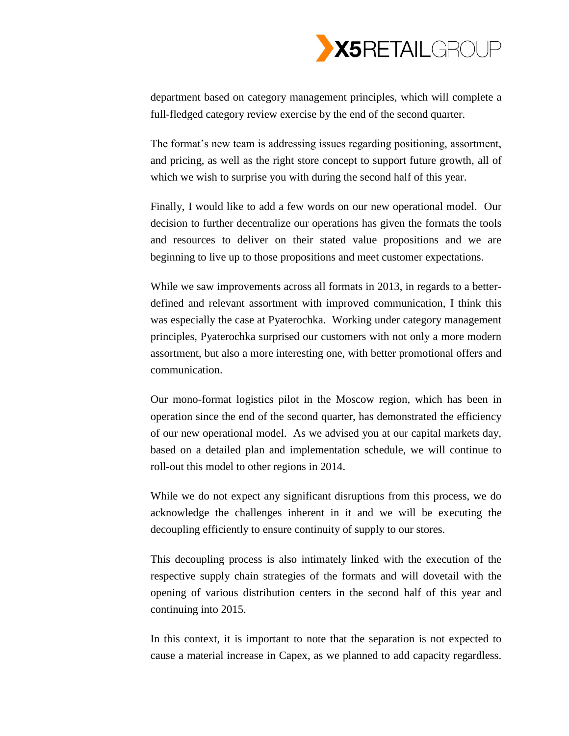department based on category management principles, which will complete a full-fledged category review exercise by the end of the second quarter.

The format's new team is addressing issues regarding positioning, assortment, and pricing, as well as the right store concept to support future growth, all of which we wish to surprise you with during the second half of this year.

Finally, I would like to add a few words on our new operational model. Our decision to further decentralize our operations has given the formats the tools and resources to deliver on their stated value propositions and we are beginning to live up to those propositions and meet customer expectations.

While we saw improvements across all formats in 2013, in regards to a better-defined and relevant assortment with improved communication, I think this was especially the case at Pyaterochka. Working under category management principles, Pyaterochka surprised our customers with not only a more modern assortment, but also a more interesting one, with better promotional offers and communication.

Our mono-format logistics pilot in the Moscow region, which has been in operation since the end of the second quarter, has demonstrated the efficiency of our new operational model. As we advised you at our capital markets day, based on a detailed plan and implementation schedule, we will continue to roll-out this model to other regions in 2014.

While we do not expect any significant disruptions from this process, we do acknowledge the challenges inherent in it and we will be executing the decoupling efficiently to ensure continuity of supply to our stores.

This decoupling process is also intimately linked with the execution of the respective supply chain strategies of the formats and will dovetail with the opening of various distribution centers in the second half of this year and continuing into 2015.

In this context, it is important to note that the separation is not expected to cause a material increase in Capex, as we planned to add capacity regardless.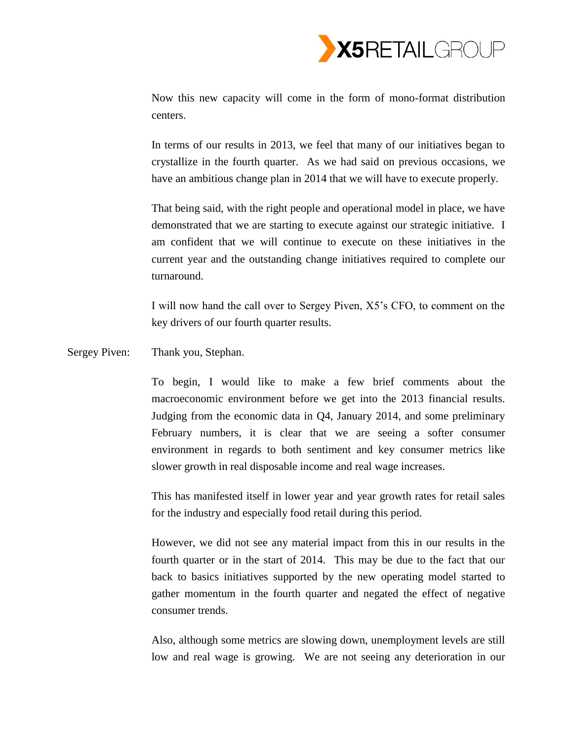Now this new capacity will come in the form of mono-format distribution centers.

In terms of our results in 2013, we feel that many of our initiatives began to crystallize in the fourth quarter. As we had said on previous occasions, we have an ambitious change plan in 2014 that we will have to execute properly.

That being said, with the right people and operational model in place, we have demonstrated that we are starting to execute against our strategic initiative. I am confident that we will continue to execute on these initiatives in the current year and the outstanding change initiatives required to complete our turnaround.

I will now hand the call over to Sergey Piven, X5's CFO, to comment on the key drivers of our fourth quarter results.

Sergey Piven: Thank you, Stephan.

To begin, I would like to make a few brief comments about the macroeconomic environment before we get into the 2013 financial results. Judging from the economic data in Q4, January 2014, and some preliminary February numbers, it is clear that we are seeing a softer consumer environment in regards to both sentiment and key consumer metrics like slower growth in real disposable income and real wage increases.

This has manifested itself in lower year and year growth rates for retail sales for the industry and especially food retail during this period.

However, we did not see any material impact from this in our results in the fourth quarter or in the start of 2014. This may be due to the fact that our back to basics initiatives supported by the new operating model started to gather momentum in the fourth quarter and negated the effect of negative consumer trends.

Also, although some metrics are slowing down, unemployment levels are still low and real wage is growing. We are not seeing any deterioration in our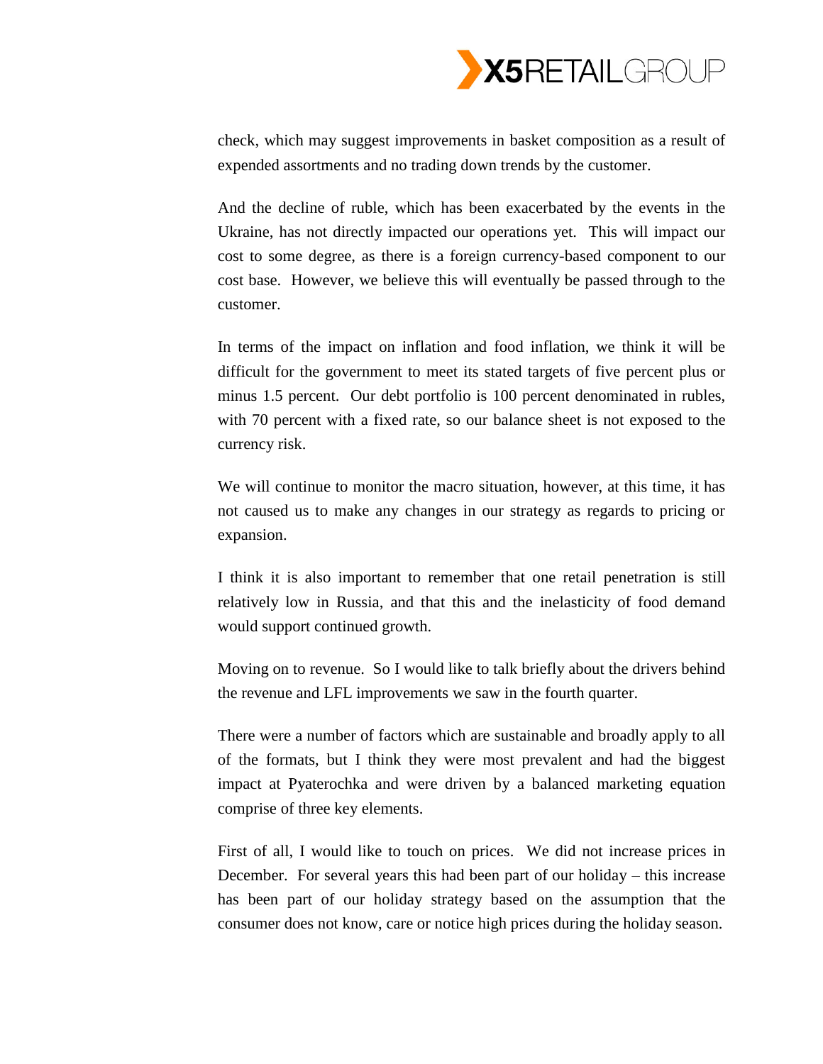check, which may suggest improvements in basket composition as a result of expended assortments and no trading down trends by the customer.

And the decline of ruble, which has been exacerbated by the events in the Ukraine, has not directly impacted our operations yet. This will impact our cost to some degree, as there is a foreign currency-based component to our cost base. However, we believe this will eventually be passed through to the customer.

In terms of the impact on inflation and food inflation, we think it will be difficult for the government to meet its stated targets of five percent plus or minus 1.5 percent. Our debt portfolio is 100 percent denominated in rubles, with 70 percent with a fixed rate, so our balance sheet is not exposed to the currency risk.

We will continue to monitor the macro situation, however, at this time, it has not caused us to make any changes in our strategy as regards to pricing or expansion.

I think it is also important to remember that one retail penetration is still relatively low in Russia, and that this and the inelasticity of food demand would support continued growth.

Moving on to revenue. So I would like to talk briefly about the drivers behind the revenue and LFL improvements we saw in the fourth quarter.

There were a number of factors which are sustainable and broadly apply to all of the formats, but I think they were most prevalent and had the biggest impact at Pyaterochka and were driven by a balanced marketing equation comprise of three key elements.

First of all, I would like to touch on prices. We did not increase prices in December. For several years this had been part of our holiday – this increase has been part of our holiday strategy based on the assumption that the consumer does not know, care or notice high prices during the holiday season.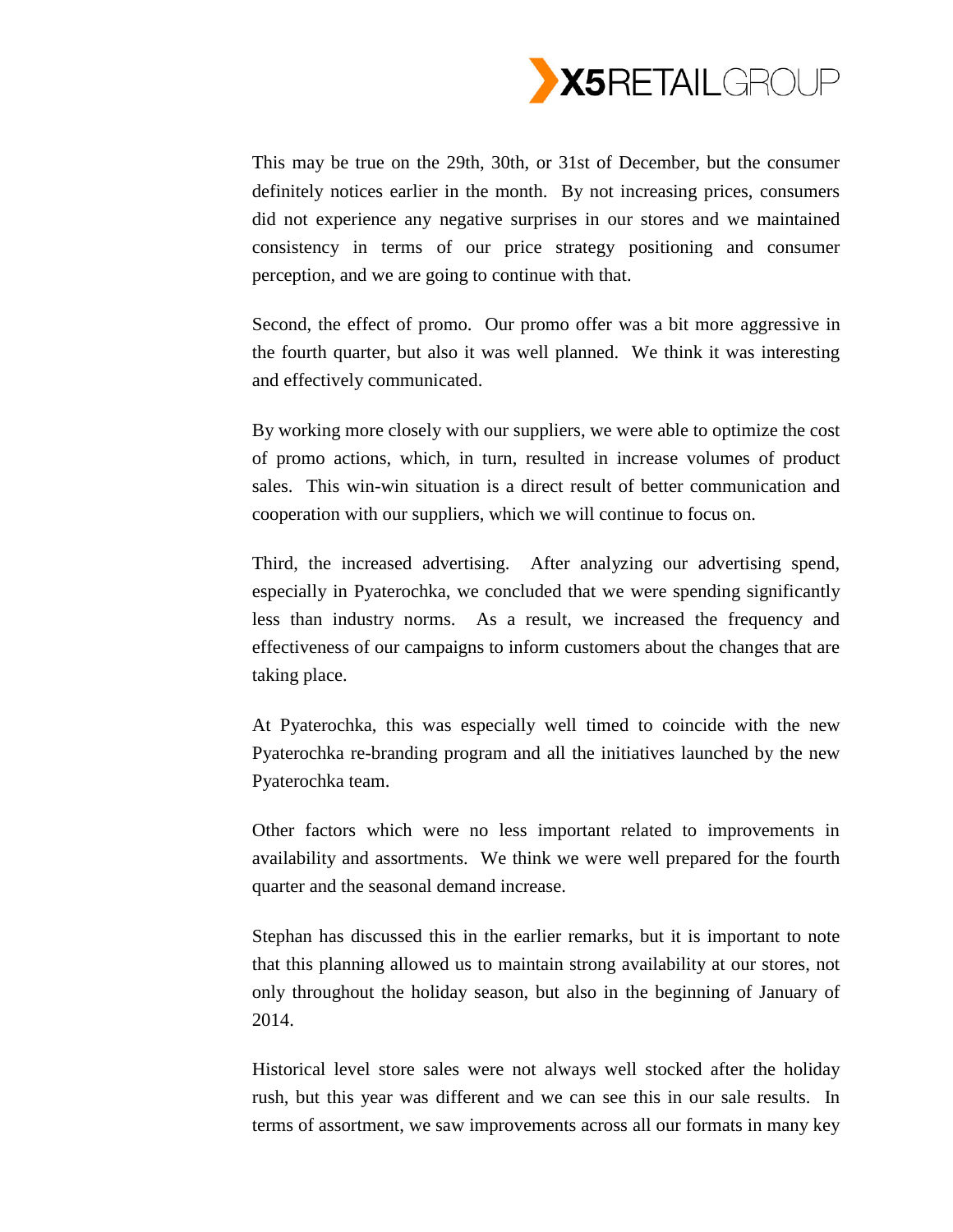This may be true on the 29th, 30th, or 31st of December, but the consumer definitely notices earlier in the month. By not increasing prices, consumers did not experience any negative surprises in our stores and we maintained consistency in terms of our price strategy positioning and consumer perception, and we are going to continue with that.

Second, the effect of promo. Our promo offer was a bit more aggressive in the fourth quarter, but also it was well planned. We think it was interesting and effectively communicated.

By working more closely with our suppliers, we were able to optimize the cost of promo actions, which, in turn, resulted in increase volumes of product sales. This win-win situation is a direct result of better communication and cooperation with our suppliers, which we will continue to focus on.

Third, the increased advertising. After analyzing our advertising spend, especially in Pyaterochka, we concluded that we were spending significantly less than industry norms. As a result, we increased the frequency and effectiveness of our campaigns to inform customers about the changes that are taking place.

At Pyaterochka, this was especially well timed to coincide with the new Pyaterochka re-branding program and all the initiatives launched by the new Pyaterochka team.

Other factors which were no less important related to improvements in availability and assortments. We think we were well prepared for the fourth quarter and the seasonal demand increase.

Stephan has discussed this in the earlier remarks, but it is important to note that this planning allowed us to maintain strong availability at our stores, not only throughout the holiday season, but also in the beginning of January of 2014.

Historical level store sales were not always well stocked after the holiday rush, but this year was different and we can see this in our sale results. In terms of assortment, we saw improvements across all our formats in many key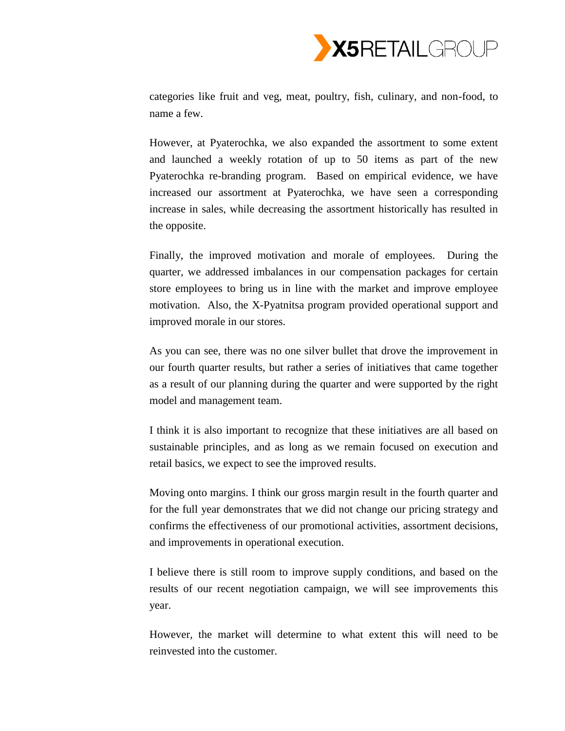categories like fruit and veg, meat, poultry, fish, culinary, and non-food, to name a few.

However, at Pyaterochka, we also expanded the assortment to some extent and launched a weekly rotation of up to 50 items as part of the new Pyaterochka re-branding program. Based on empirical evidence, we have increased our assortment at Pyaterochka, we have seen a corresponding increase in sales, while decreasing the assortment historically has resulted in the opposite.

Finally, the improved motivation and morale of employees. During the quarter, we addressed imbalances in our compensation packages for certain store employees to bring us in line with the market and improve employee motivation. Also, the X-Pyatnitsa program provided operational support and improved morale in our stores.

As you can see, there was no one silver bullet that drove the improvement in our fourth quarter results, but rather a series of initiatives that came together as a result of our planning during the quarter and were supported by the right model and management team.

I think it is also important to recognize that these initiatives are all based on sustainable principles, and as long as we remain focused on execution and retail basics, we expect to see the improved results.

Moving onto margins. I think our gross margin result in the fourth quarter and for the full year demonstrates that we did not change our pricing strategy and confirms the effectiveness of our promotional activities, assortment decisions, and improvements in operational execution.

I believe there is still room to improve supply conditions, and based on the results of our recent negotiation campaign, we will see improvements this year.

However, the market will determine to what extent this will need to be reinvested into the customer.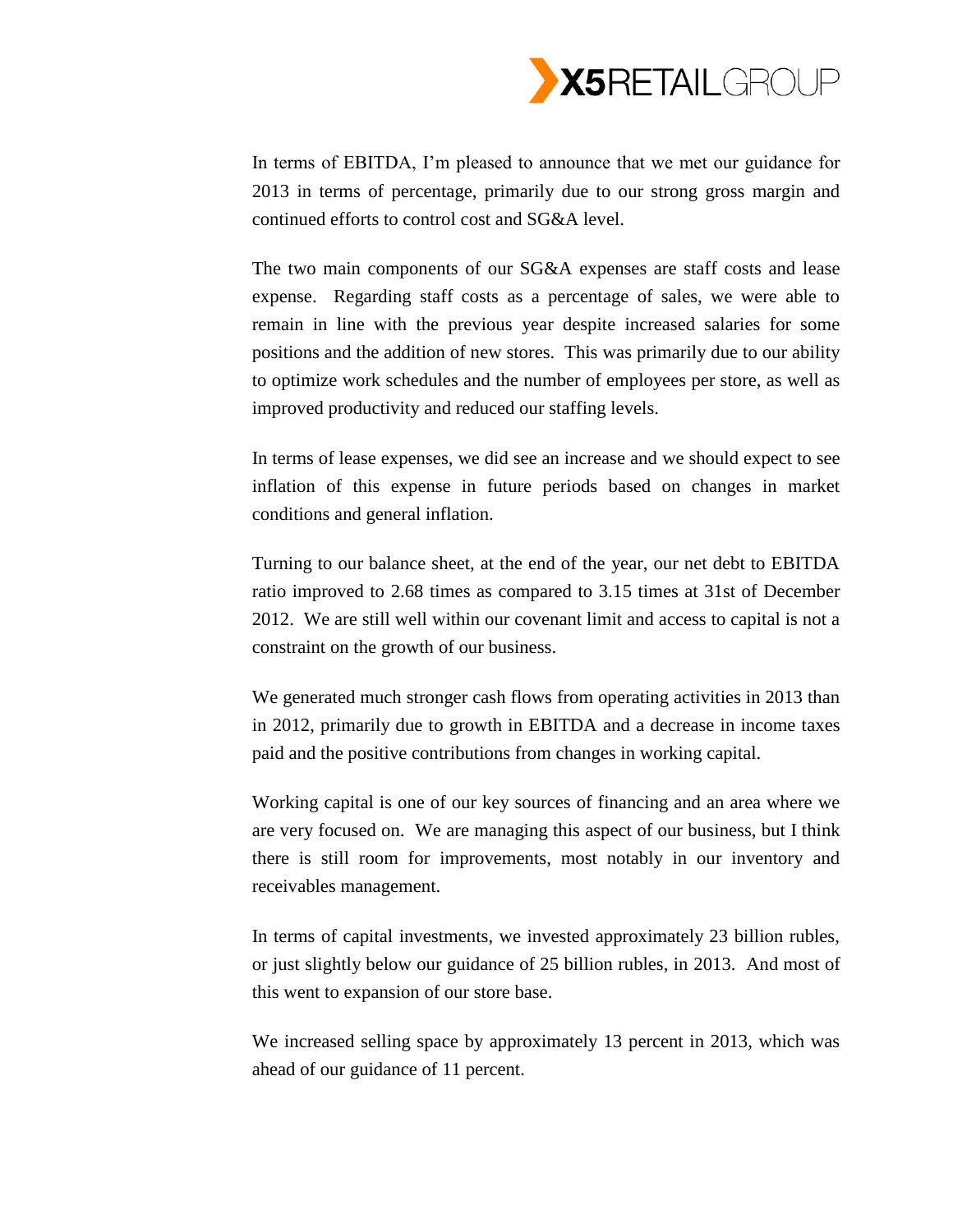In terms of EBITDA, I'm pleased to announce that we met our guidance for 2013 in terms of percentage, primarily due to our strong gross margin and continued efforts to control cost and SG&A level.

The two main components of our SG&A expenses are staff costs and lease expense. Regarding staff costs as a percentage of sales, we were able to remain in line with the previous year despite increased salaries for some positions and the addition of new stores. This was primarily due to our ability to optimize work schedules and the number of employees per store, as well as improved productivity and reduced our staffing levels.

In terms of lease expenses, we did see an increase and we should expect to see inflation of this expense in future periods based on changes in market conditions and general inflation.

Turning to our balance sheet, at the end of the year, our net debt to EBITDA ratio improved to 2.68 times as compared to 3.15 times at 31st of December 2012. We are still well within our covenant limit and access to capital is not a constraint on the growth of our business.

We generated much stronger cash flows from operating activities in 2013 than in 2012, primarily due to growth in EBITDA and a decrease in income taxes paid and the positive contributions from changes in working capital.

Working capital is one of our key sources of financing and an area where we are very focused on. We are managing this aspect of our business, but I think there is still room for improvements, most notably in our inventory and receivables management.

In terms of capital investments, we invested approximately 23 billion rubles, or just slightly below our guidance of 25 billion rubles, in 2013. And most of this went to expansion of our store base.

We increased selling space by approximately 13 percent in 2013, which was ahead of our guidance of 11 percent.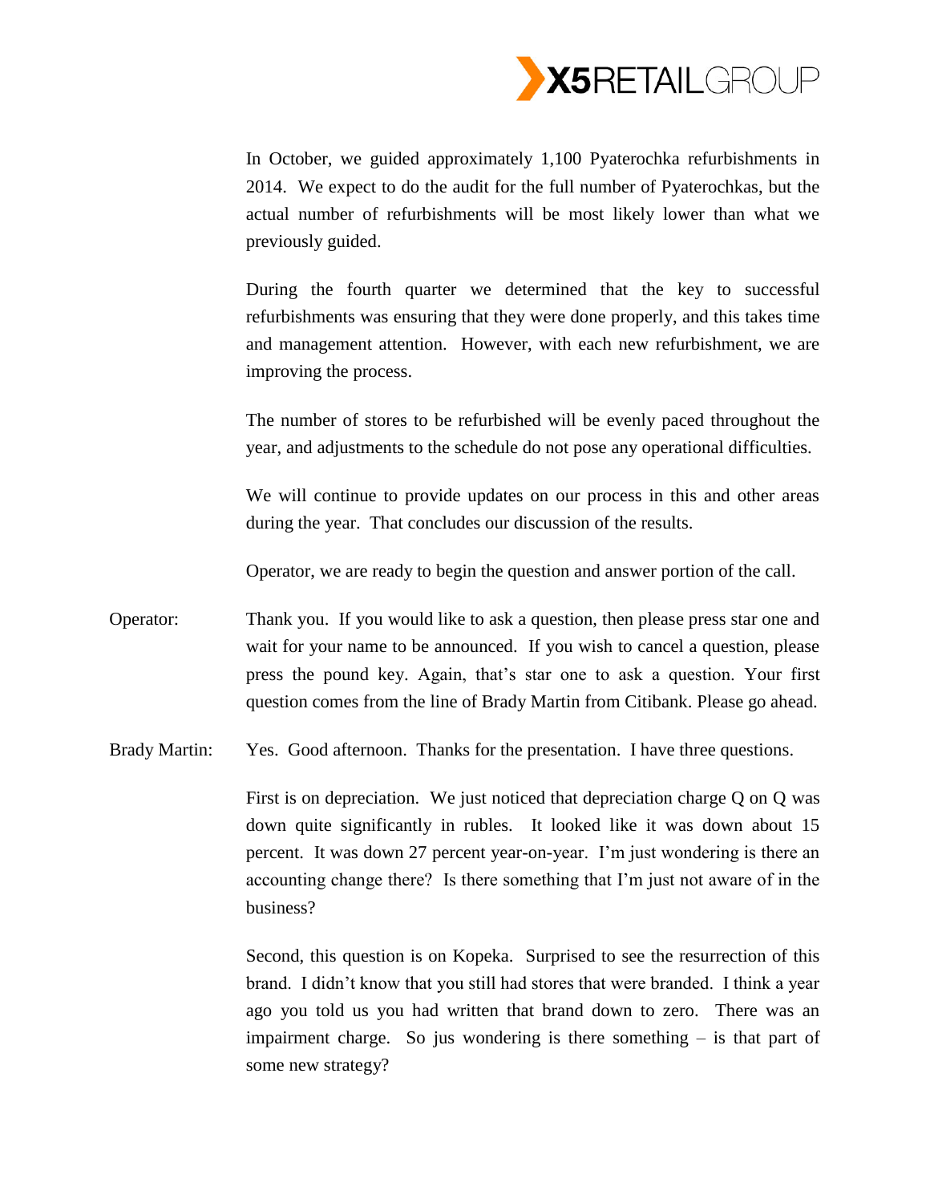In October, we guided approximately 1,100 Pyaterochka refurbishments in 2014. We expect to do the audit for the full number of Pyaterochkas, but the actual number of refurbishments will be most likely lower than what we previously guided.

During the fourth quarter we determined that the key to successful refurbishments was ensuring that they were done properly, and this takes time and management attention. However, with each new refurbishment, we are improving the process.

The number of stores to be refurbished will be evenly paced throughout the year, and adjustments to the schedule do not pose any operational difficulties.

We will continue to provide updates on our process in this and other areas during the year. That concludes our discussion of the results.

Operator, we are ready to begin the question and answer portion of the call.

Operator: Thank you. If you would like to ask a question, then please press star one and wait for your name to be announced. If you wish to cancel a question, please press the pound key. Again, that's star one to ask a question. Your first question comes from the line of Brady Martin from Citibank. Please go ahead.

Brady Martin: Yes. Good afternoon. Thanks for the presentation. I have three questions.

First is on depreciation. We just noticed that depreciation charge Q on Q was down quite significantly in rubles. It looked like it was down about 15 percent. It was down 27 percent year-on-year. I'm just wondering is there an accounting change there? Is there something that I'm just not aware of in the business?

Second, this question is on Kopeka. Surprised to see the resurrection of this brand. I didn't know that you still had stores that were branded. I think a year ago you told us you had written that brand down to zero. There was an impairment charge. So jus wondering is there something – is that part of some new strategy?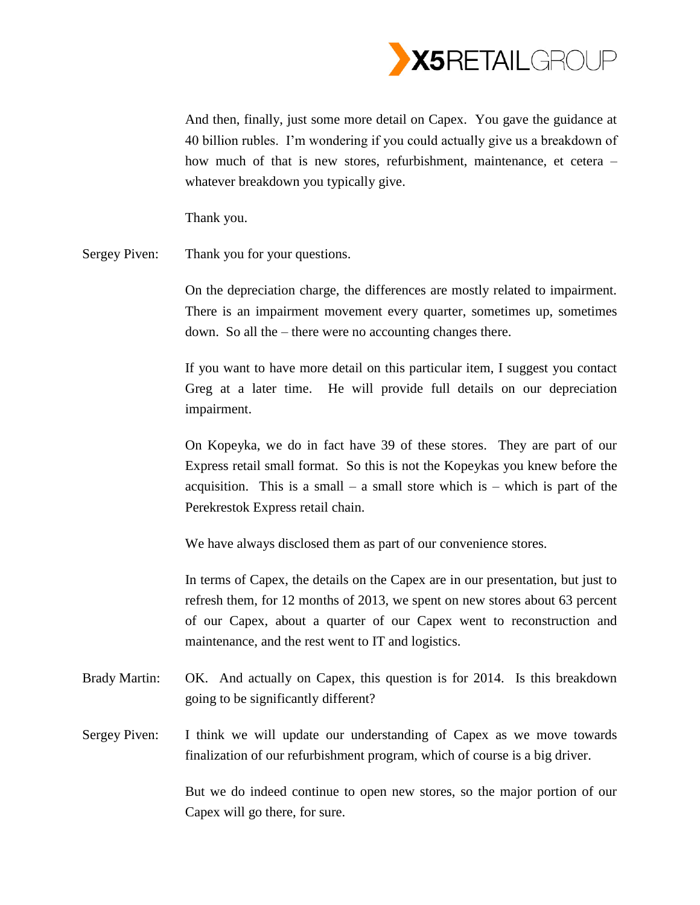And then, finally, just some more detail on Capex. You gave the guidance at 40 billion rubles. I'm wondering if you could actually give us a breakdown of how much of that is new stores, refurbishment, maintenance, et cetera – whatever breakdown you typically give.

Thank you.

Sergey Piven: Thank you for your questions.

On the depreciation charge, the differences are mostly related to impairment. There is an impairment movement every quarter, sometimes up, sometimes down. So all the – there were no accounting changes there.

If you want to have more detail on this particular item, I suggest you contact Greg at a later time. He will provide full details on our depreciation impairment.

On Kopeyka, we do in fact have 39 of these stores. They are part of our Express retail small format. So this is not the Kopeykas you knew before the acquisition. This is a small – a small store which is – which is part of the Perekrestok Express retail chain.

We have always disclosed them as part of our convenience stores.

In terms of Capex, the details on the Capex are in our presentation, but just to refresh them, for 12 months of 2013, we spent on new stores about 63 percent of our Capex, about a quarter of our Capex went to reconstruction and maintenance, and the rest went to IT and logistics.

Brady Martin: OK. And actually on Capex, this question is for 2014. Is this breakdown going to be significantly different?

Sergey Piven: I think we will update our understanding of Capex as we move towards finalization of our refurbishment program, which of course is a big driver.

But we do indeed continue to open new stores, so the major portion of our Capex will go there, for sure.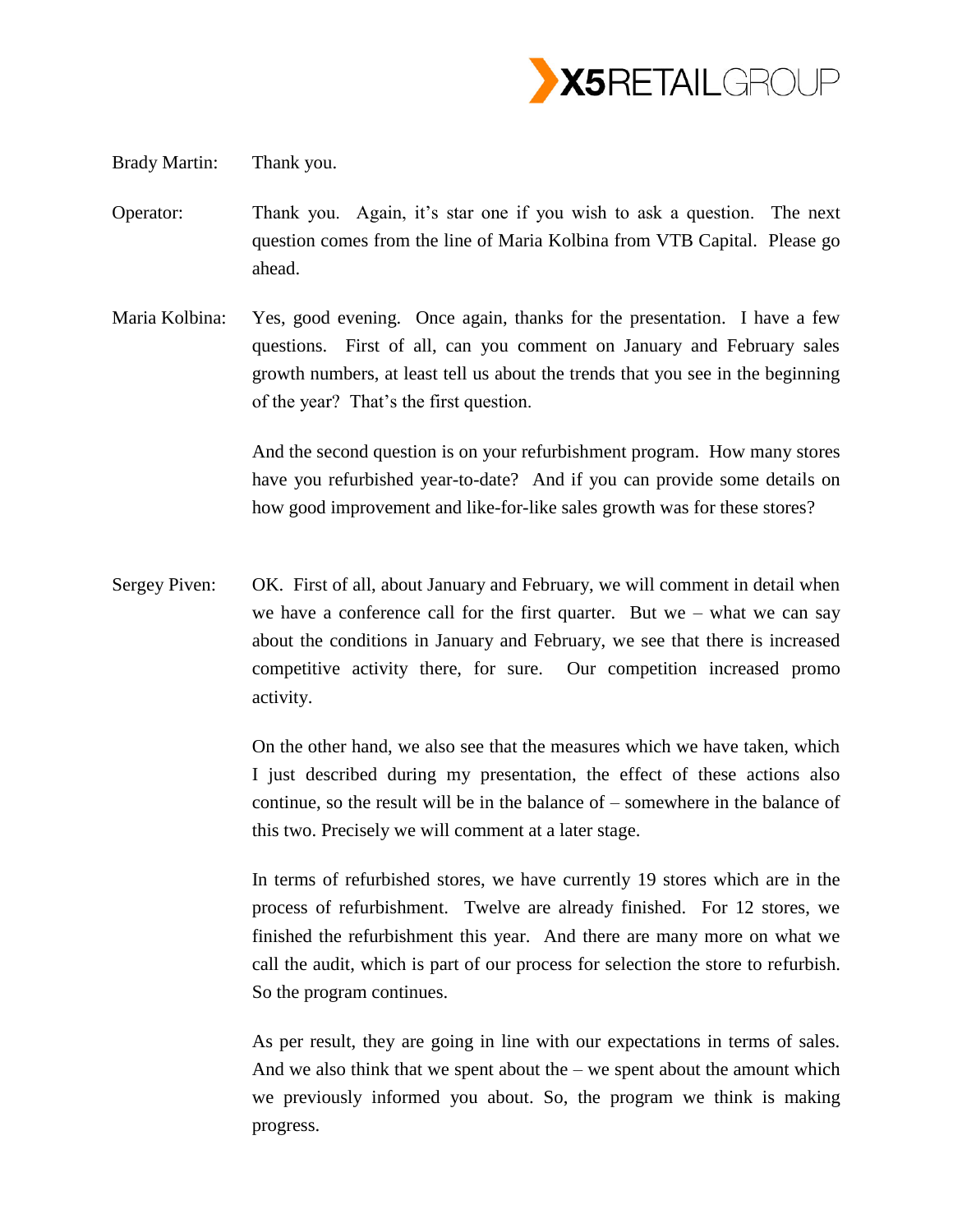Brady Martin: Thank you.

Operator: Thank you. Again, it's star one if you wish to ask a question. The next question comes from the line of Maria Kolbina from VTB Capital. Please go ahead.

Maria Kolbina: Yes, good evening. Once again, thanks for the presentation. I have a few questions. First of all, can you comment on January and February sales growth numbers, at least tell us about the trends that you see in the beginning of the year? That's the first question.

And the second question is on your refurbishment program. How many stores have you refurbished year-to-date? And if you can provide some details on how good improvement and like-for-like sales growth was for these stores?

Sergey Piven: OK. First of all, about January and February, we will comment in detail when we have a conference call for the first quarter. But we – what we can say about the conditions in January and February, we see that there is increased competitive activity there, for sure. Our competition increased promo activity.

On the other hand, we also see that the measures which we have taken, which I just described during my presentation, the effect of these actions also continue, so the result will be in the balance of – somewhere in the balance of this two. Precisely we will comment at a later stage.

In terms of refurbished stores, we have currently 19 stores which are in the process of refurbishment. Twelve are already finished. For 12 stores, we finished the refurbishment this year. And there are many more on what we call the audit, which is part of our process for selection the store to refurbish. So the program continues.

As per result, they are going in line with our expectations in terms of sales. And we also think that we spent about the – we spent about the amount which we previously informed you about. So, the program we think is making progress.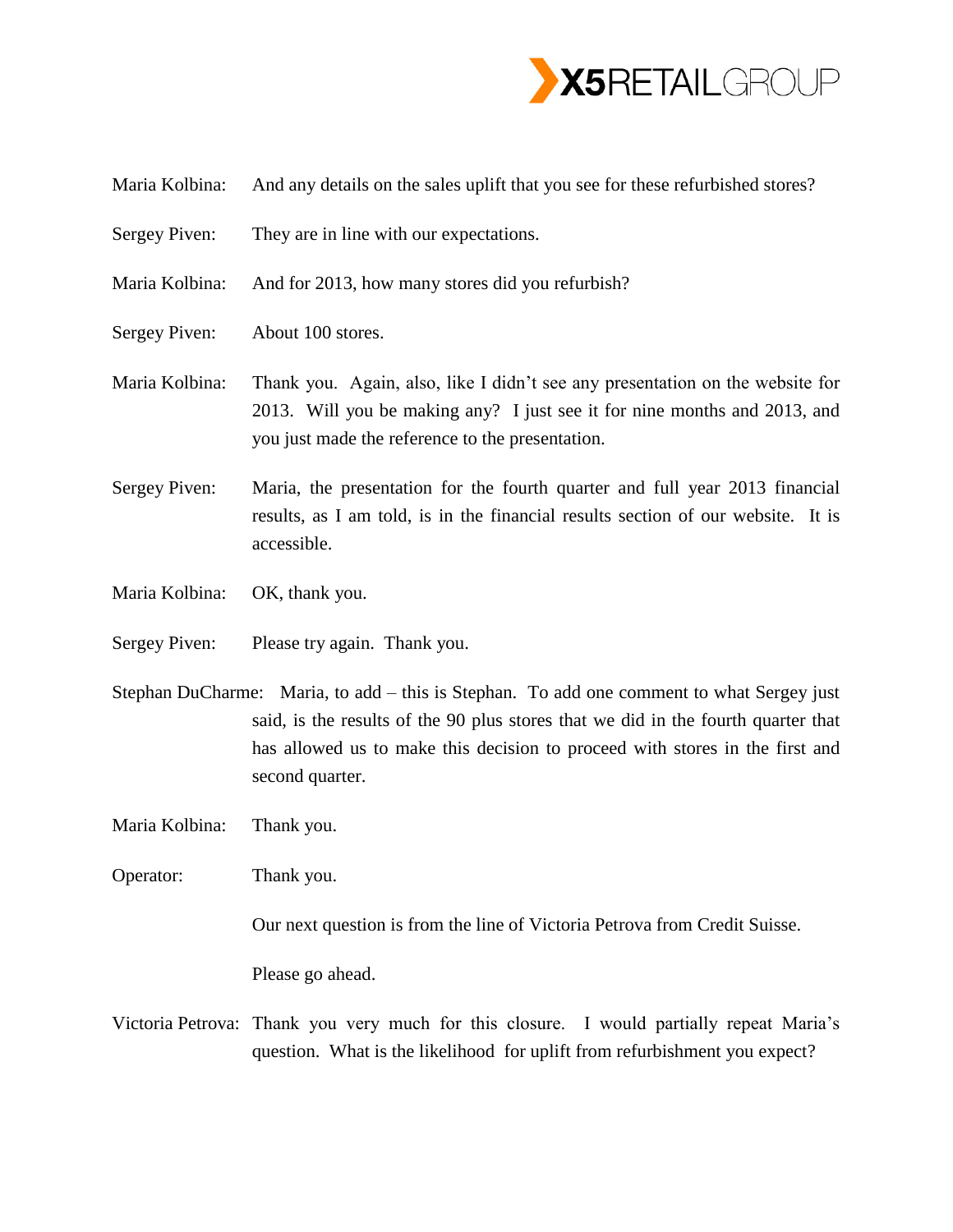Maria Kolbina: And any details on the sales uplift that you see for these refurbished stores?

Sergey Piven: They are in line with our expectations.

Maria Kolbina: And for 2013, how many stores did you refurbish?

Sergey Piven: About 100 stores.

Maria Kolbina: Thank you. Again, also, like I didn't see any presentation on the website for 2013. Will you be making any? I just see it for nine months and 2013, and you just made the reference to the presentation.

Sergey Piven: Maria, the presentation for the fourth quarter and full year 2013 financial results, as I am told, is in the financial results section of our website. It is accessible.

Maria Kolbina: OK, thank you.

Sergey Piven: Please try again. Thank you.

Stephan DuCharme: Maria, to add – this is Stephan. To add one comment to what Sergey just said, is the results of the 90 plus stores that we did in the fourth quarter that has allowed us to make this decision to proceed with stores in the first and second quarter.

Maria Kolbina: Thank you.

Operator: Thank you.

Our next question is from the line of Victoria Petrova from Credit Suisse.

Please go ahead.

Victoria Petrova: Thank you very much for this closure. I would partially repeat Maria's question. What is the likelihood for uplift from refurbishment you expect?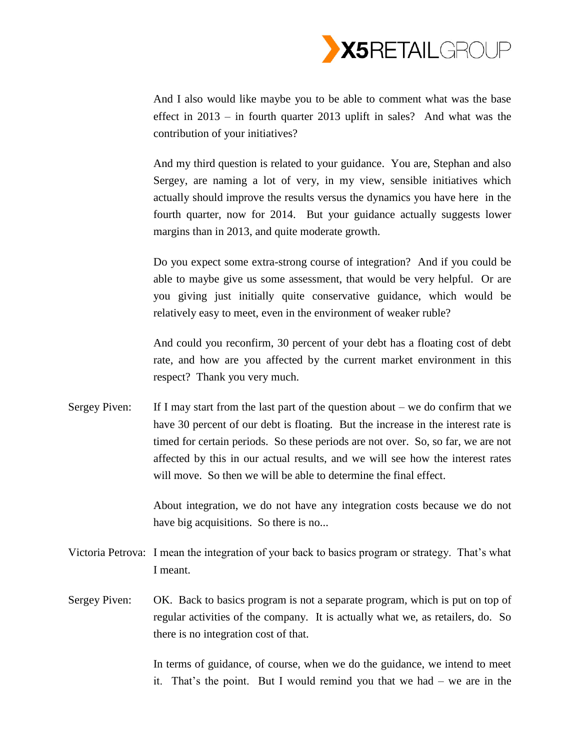And I also would like maybe you to be able to comment what was the base effect in 2013 – in fourth quarter 2013 uplift in sales? And what was the contribution of your initiatives?

And my third question is related to your guidance. You are, Stephan and also Sergey, are naming a lot of very, in my view, sensible initiatives which actually should improve the results versus the dynamics you have here in the fourth quarter, now for 2014. But your guidance actually suggests lower margins than in 2013, and quite moderate growth.

Do you expect some extra-strong course of integration? And if you could be able to maybe give us some assessment, that would be very helpful. Or are you giving just initially quite conservative guidance, which would be relatively easy to meet, even in the environment of weaker ruble?

And could you reconfirm, 30 percent of your debt has a floating cost of debt rate, and how are you affected by the current market environment in this respect? Thank you very much.

Sergey Piven: If I may start from the last part of the question about – we do confirm that we have 30 percent of our debt is floating. But the increase in the interest rate is timed for certain periods. So these periods are not over. So, so far, we are not affected by this in our actual results, and we will see how the interest rates will move. So then we will be able to determine the final effect.

About integration, we do not have any integration costs because we do not have big acquisitions. So there is no...

Victoria Petrova: I mean the integration of your back to basics program or strategy. That's what I meant.

Sergey Piven: OK. Back to basics program is not a separate program, which is put on top of regular activities of the company. It is actually what we, as retailers, do. So there is no integration cost of that.

In terms of guidance, of course, when we do the guidance, we intend to meet it. That's the point. But I would remind you that we had – we are in the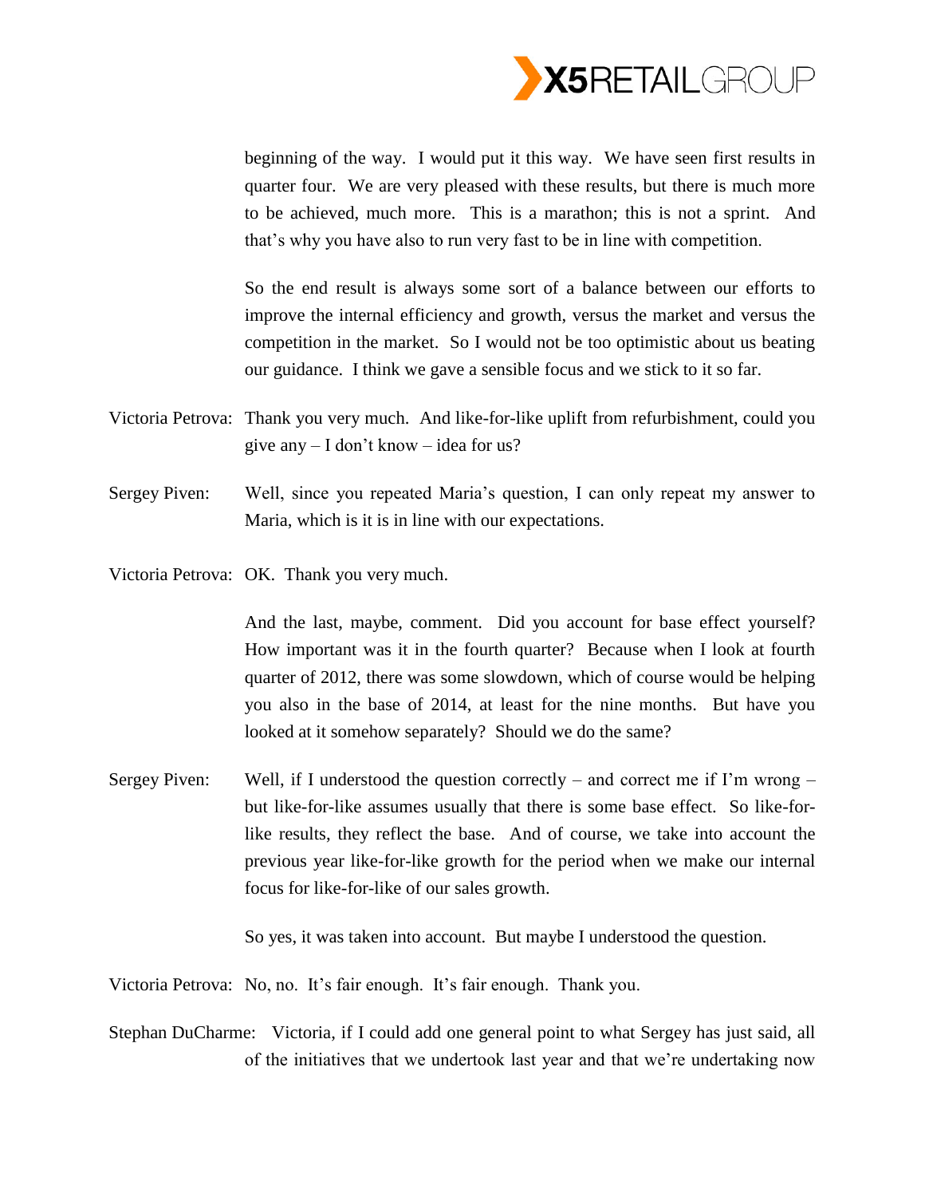beginning of the way. I would put it this way. We have seen first results in quarter four. We are very pleased with these results, but there is much more to be achieved, much more. This is a marathon; this is not a sprint. And that's why you have also to run very fast to be in line with competition.

So the end result is always some sort of a balance between our efforts to improve the internal efficiency and growth, versus the market and versus the competition in the market. So I would not be too optimistic about us beating our guidance. I think we gave a sensible focus and we stick to it so far.

Victoria Petrova: Thank you very much. And like-for-like uplift from refurbishment, could you give any – I don't know – idea for us?

Sergey Piven: Well, since you repeated Maria's question, I can only repeat my answer to Maria, which is it is in line with our expectations.

Victoria Petrova: OK. Thank you very much.

And the last, maybe, comment. Did you account for base effect yourself? How important was it in the fourth quarter? Because when I look at fourth quarter of 2012, there was some slowdown, which of course would be helping you also in the base of 2014, at least for the nine months. But have you looked at it somehow separately? Should we do the same?

Sergey Piven: Well, if I understood the question correctly – and correct me if I'm wrong – but like-for-like assumes usually that there is some base effect. So like-for-like results, they reflect the base. And of course, we take into account the previous year like-for-like growth for the period when we make our internal focus for like-for-like of our sales growth.

So yes, it was taken into account. But maybe I understood the question.

Victoria Petrova: No, no. It's fair enough. It's fair enough. Thank you.

Stephan DuCharme: Victoria, if I could add one general point to what Sergey has just said, all of the initiatives that we undertook last year and that we're undertaking now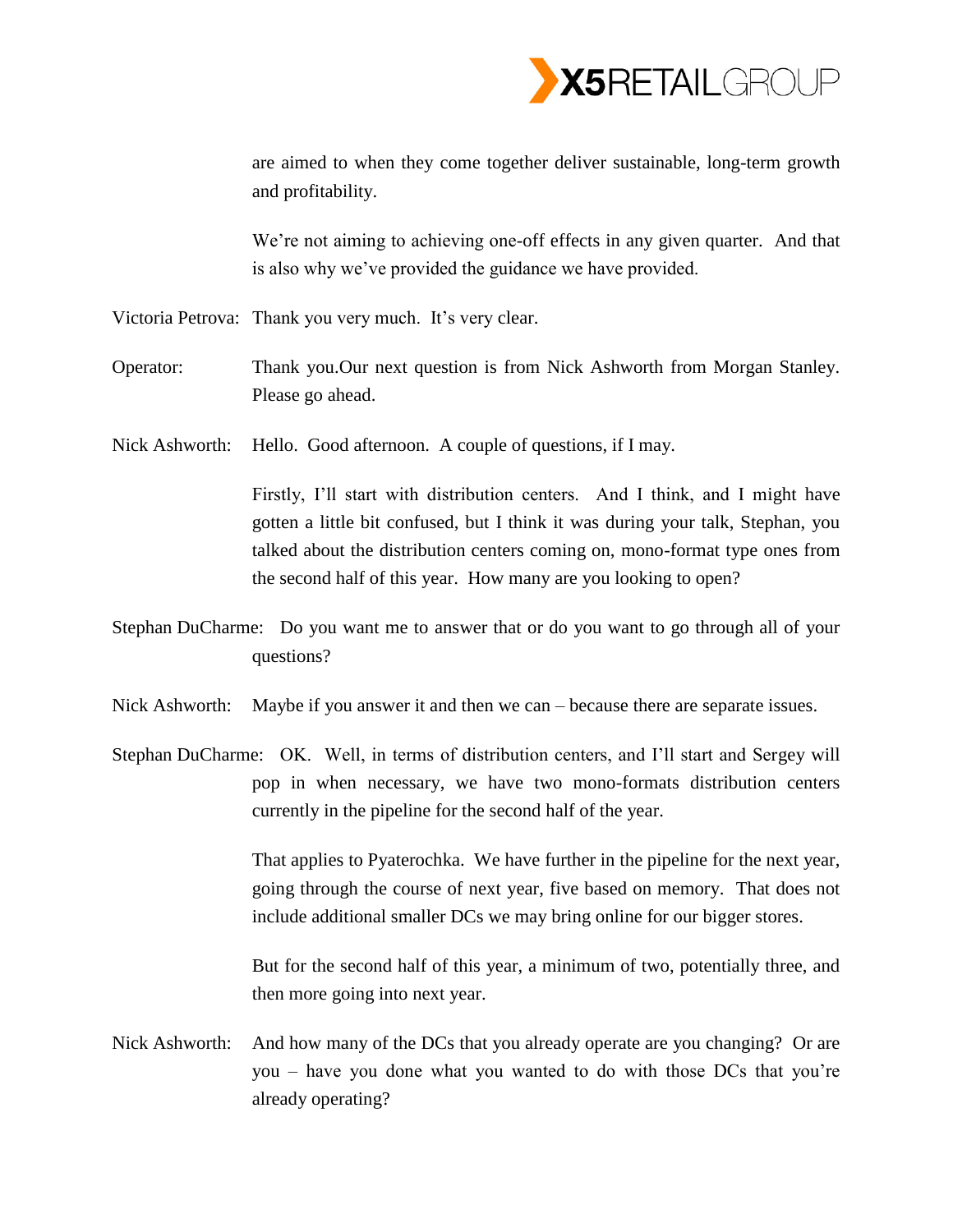are aimed to when they come together deliver sustainable, long-term growth and profitability.

We're not aiming to achieving one-off effects in any given quarter. And that is also why we've provided the guidance we have provided.

Victoria Petrova: Thank you very much. It's very clear.

Operator: Thank you.Our next question is from Nick Ashworth from Morgan Stanley. Please go ahead.

Nick Ashworth: Hello. Good afternoon. A couple of questions, if I may.

Firstly, I'll start with distribution centers. And I think, and I might have gotten a little bit confused, but I think it was during your talk, Stephan, you talked about the distribution centers coming on, mono-format type ones from the second half of this year. How many are you looking to open?

Stephan DuCharme: Do you want me to answer that or do you want to go through all of your questions?

Nick Ashworth: Maybe if you answer it and then we can – because there are separate issues.

Stephan DuCharme: OK. Well, in terms of distribution centers, and I'll start and Sergey will pop in when necessary, we have two mono-formats distribution centers currently in the pipeline for the second half of the year.

That applies to Pyaterochka. We have further in the pipeline for the next year, going through the course of next year, five based on memory. That does not include additional smaller DCs we may bring online for our bigger stores.

But for the second half of this year, a minimum of two, potentially three, and then more going into next year.

Nick Ashworth: And how many of the DCs that you already operate are you changing? Or are you – have you done what you wanted to do with those DCs that you're already operating?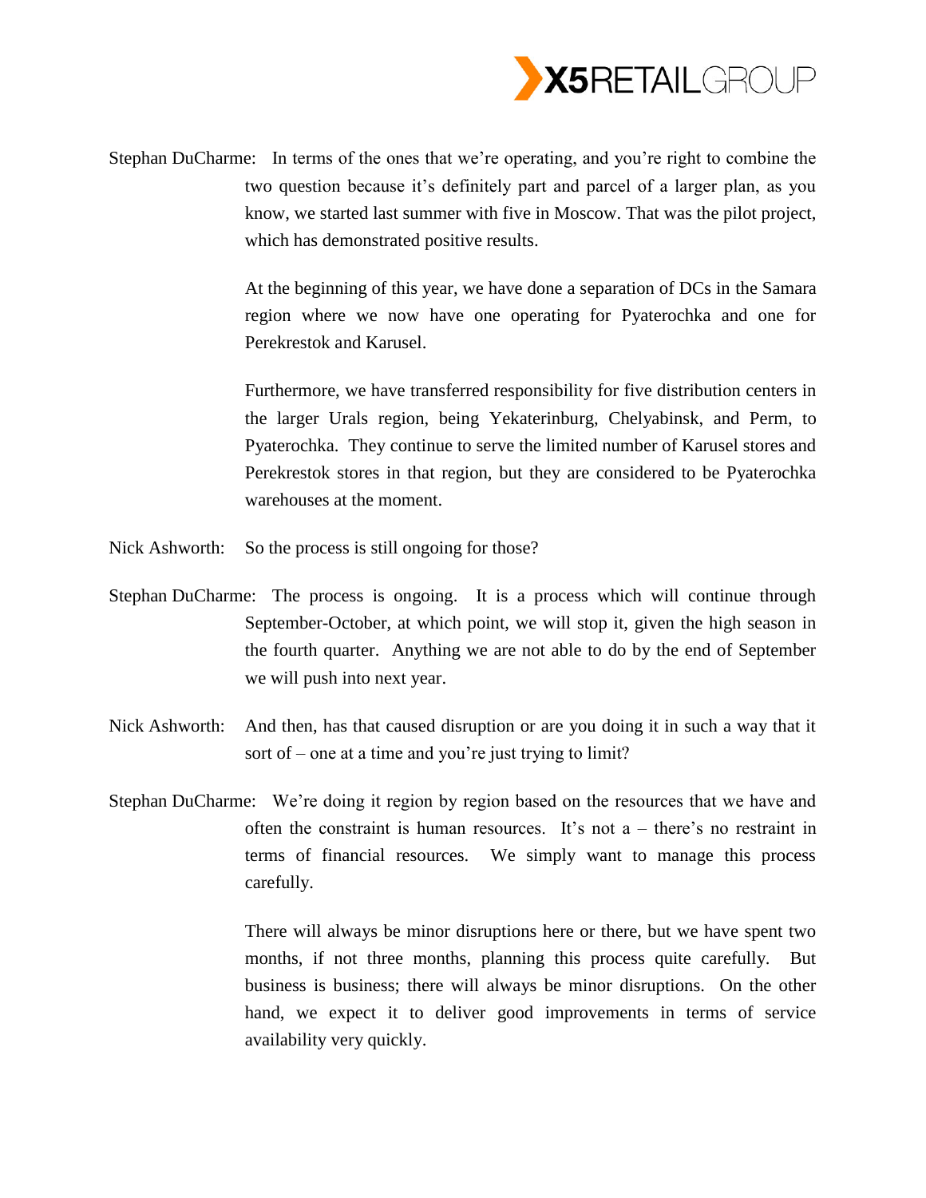Stephan DuCharme: In terms of the ones that we're operating, and you're right to combine the two question because it's definitely part and parcel of a larger plan, as you know, we started last summer with five in Moscow. That was the pilot project, which has demonstrated positive results.

At the beginning of this year, we have done a separation of DCs in the Samara region where we now have one operating for Pyaterochka and one for Perekrestok and Karusel.

Furthermore, we have transferred responsibility for five distribution centers in the larger Urals region, being Yekaterinburg, Chelyabinsk, and Perm, to Pyaterochka. They continue to serve the limited number of Karusel stores and Perekrestok stores in that region, but they are considered to be Pyaterochka warehouses at the moment.

Nick Ashworth: So the process is still ongoing for those?

Stephan DuCharme: The process is ongoing. It is a process which will continue through September-October, at which point, we will stop it, given the high season in the fourth quarter. Anything we are not able to do by the end of September we will push into next year.

Nick Ashworth: And then, has that caused disruption or are you doing it in such a way that it sort of – one at a time and you're just trying to limit?

Stephan DuCharme: We're doing it region by region based on the resources that we have and often the constraint is human resources. It's not a – there's no restraint in terms of financial resources. We simply want to manage this process carefully.

There will always be minor disruptions here or there, but we have spent two months, if not three months, planning this process quite carefully. But business is business; there will always be minor disruptions. On the other hand, we expect it to deliver good improvements in terms of service availability very quickly.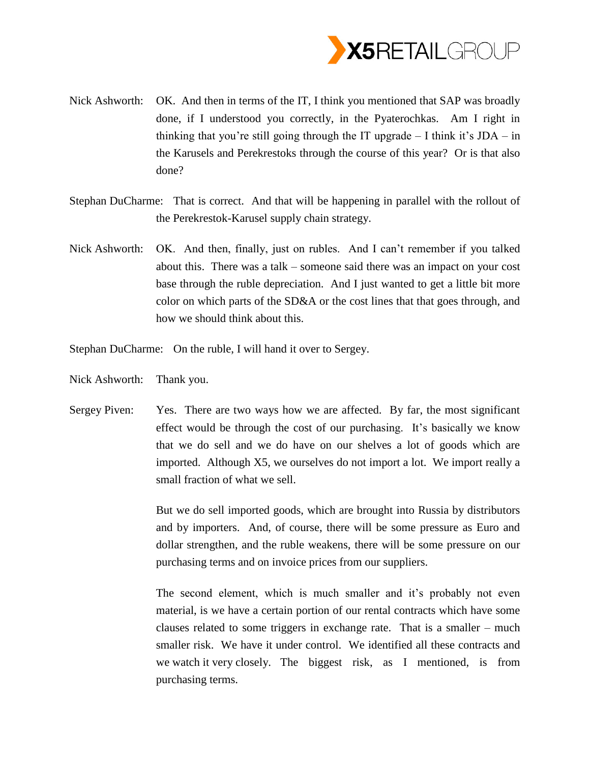Nick Ashworth: OK. And then in terms of the IT, I think you mentioned that SAP was broadly done, if I understood you correctly, in the Pyaterochkas. Am I right in thinking that you're still going through the IT upgrade – I think it's JDA – in the Karusels and Perekrestoks through the course of this year? Or is that also done?

Stephan DuCharme: That is correct. And that will be happening in parallel with the rollout of the Perekrestok-Karusel supply chain strategy.

Nick Ashworth: OK. And then, finally, just on rubles. And I can't remember if you talked about this. There was a talk – someone said there was an impact on your cost base through the ruble depreciation. And I just wanted to get a little bit more color on which parts of the SD&A or the cost lines that that goes through, and how we should think about this.

Stephan DuCharme: On the ruble, I will hand it over to Sergey.

Nick Ashworth: Thank you.

Sergey Piven: Yes. There are two ways how we are affected. By far, the most significant effect would be through the cost of our purchasing. It's basically we know that we do sell and we do have on our shelves a lot of goods which are imported. Although X5, we ourselves do not import a lot. We import really a small fraction of what we sell.

But we do sell imported goods, which are brought into Russia by distributors and by importers. And, of course, there will be some pressure as Euro and dollar strengthen, and the ruble weakens, there will be some pressure on our purchasing terms and on invoice prices from our suppliers.

The second element, which is much smaller and it's probably not even material, is we have a certain portion of our rental contracts which have some clauses related to some triggers in exchange rate. That is a smaller – much smaller risk. We have it under control. We identified all these contracts and we watch it very closely. The biggest risk, as I mentioned, is from purchasing terms.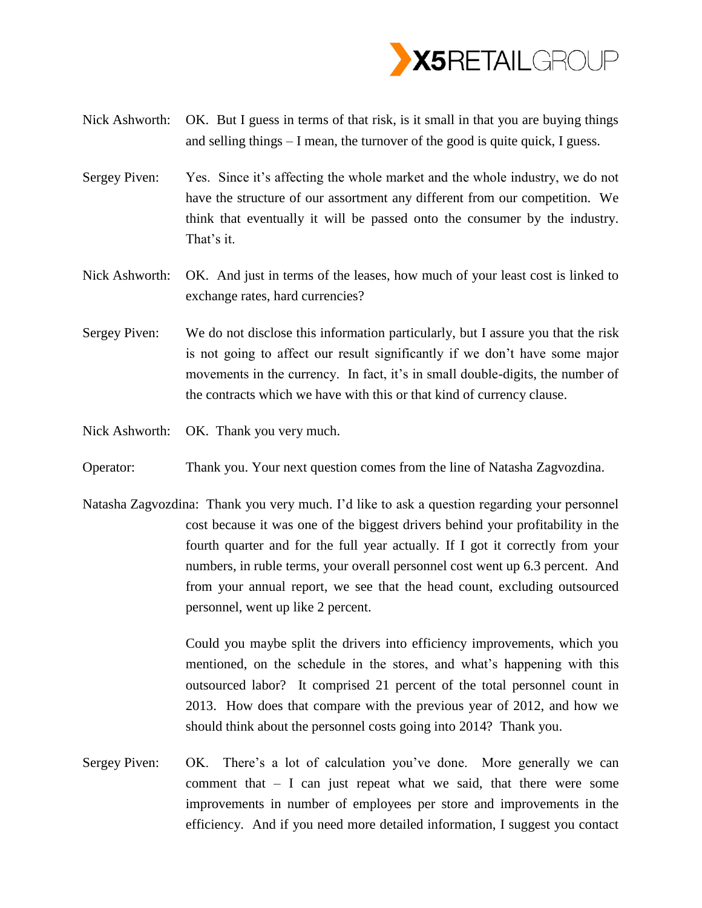Nick Ashworth: OK. But I guess in terms of that risk, is it small in that you are buying things and selling things – I mean, the turnover of the good is quite quick, I guess.

Sergey Piven: Yes. Since it's affecting the whole market and the whole industry, we do not have the structure of our assortment any different from our competition. We think that eventually it will be passed onto the consumer by the industry. That's it.

Nick Ashworth: OK. And just in terms of the leases, how much of your least cost is linked to exchange rates, hard currencies?

Sergey Piven: We do not disclose this information particularly, but I assure you that the risk is not going to affect our result significantly if we don't have some major movements in the currency. In fact, it's in small double-digits, the number of the contracts which we have with this or that kind of currency clause.

Nick Ashworth: OK. Thank you very much.

Operator: Thank you. Your next question comes from the line of Natasha Zagvozdina.

Natasha Zagvozdina: Thank you very much. I'd like to ask a question regarding your personnel cost because it was one of the biggest drivers behind your profitability in the fourth quarter and for the full year actually. If I got it correctly from your numbers, in ruble terms, your overall personnel cost went up 6.3 percent. And from your annual report, we see that the head count, excluding outsourced personnel, went up like 2 percent.

Could you maybe split the drivers into efficiency improvements, which you mentioned, on the schedule in the stores, and what's happening with this outsourced labor? It comprised 21 percent of the total personnel count in 2013. How does that compare with the previous year of 2012, and how we should think about the personnel costs going into 2014? Thank you.

Sergey Piven: OK. There's a lot of calculation you've done. More generally we can comment that – I can just repeat what we said, that there were some improvements in number of employees per store and improvements in the efficiency. And if you need more detailed information, I suggest you contact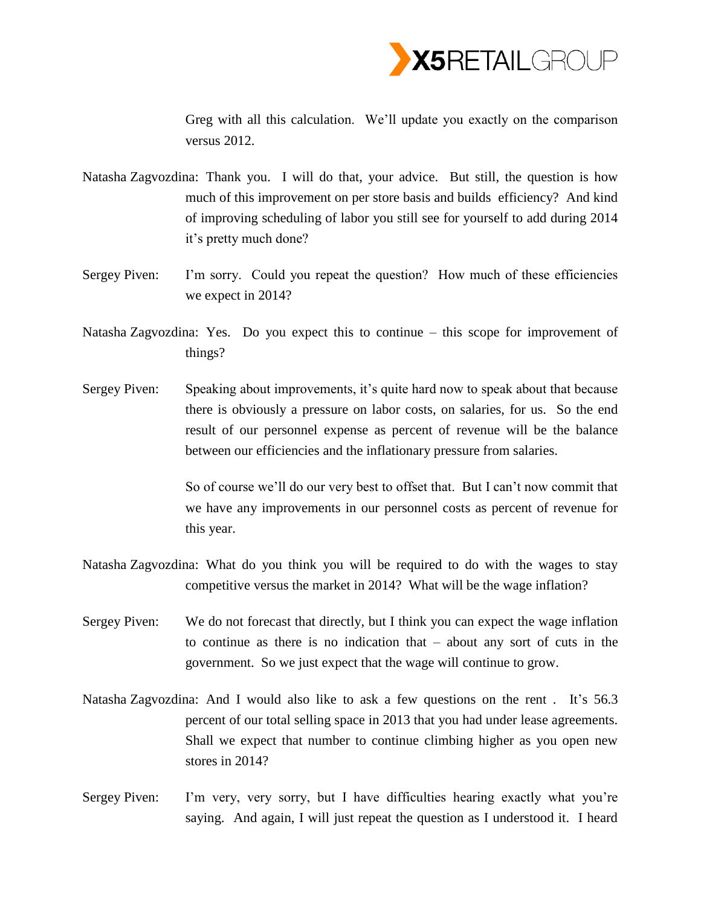Greg with all this calculation. We'll update you exactly on the comparison versus 2012.

Natasha Zagvozdina: Thank you. I will do that, your advice. But still, the question is how much of this improvement on per store basis and builds efficiency? And kind of improving scheduling of labor you still see for yourself to add during 2014 it's pretty much done?

Sergey Piven: I'm sorry. Could you repeat the question? How much of these efficiencies we expect in 2014?

Natasha Zagvozdina: Yes. Do you expect this to continue – this scope for improvement of things?

Sergey Piven: Speaking about improvements, it's quite hard now to speak about that because there is obviously a pressure on labor costs, on salaries, for us. So the end result of our personnel expense as percent of revenue will be the balance between our efficiencies and the inflationary pressure from salaries.

So of course we'll do our very best to offset that. But I can't now commit that we have any improvements in our personnel costs as percent of revenue for this year.

Natasha Zagvozdina: What do you think you will be required to do with the wages to stay competitive versus the market in 2014? What will be the wage inflation?

Sergey Piven: We do not forecast that directly, but I think you can expect the wage inflation to continue as there is no indication that – about any sort of cuts in the government. So we just expect that the wage will continue to grow.

Natasha Zagvozdina: And I would also like to ask a few questions on the rent . It's 56.3 percent of our total selling space in 2013 that you had under lease agreements. Shall we expect that number to continue climbing higher as you open new stores in 2014?

Sergey Piven: I'm very, very sorry, but I have difficulties hearing exactly what you're saying. And again, I will just repeat the question as I understood it. I heard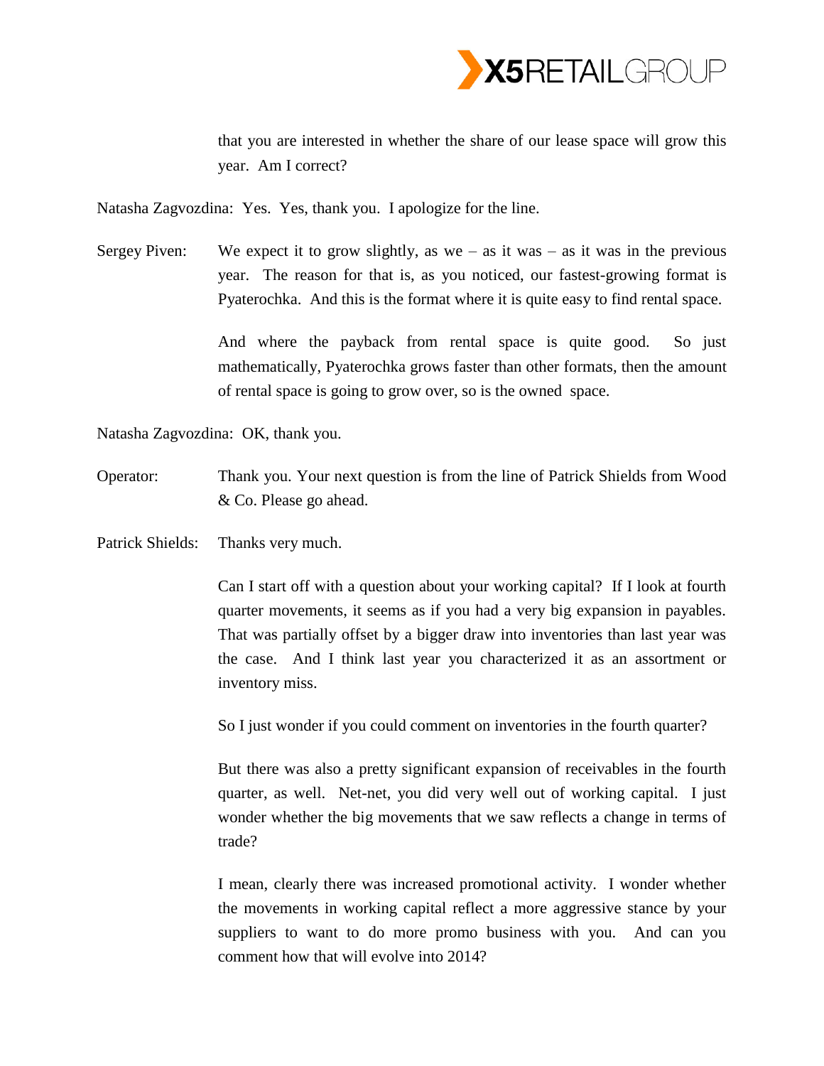that you are interested in whether the share of our lease space will grow this year. Am I correct?

Natasha Zagvozdina: Yes. Yes, thank you. I apologize for the line.

Sergey Piven: We expect it to grow slightly, as we – as it was – as it was in the previous year. The reason for that is, as you noticed, our fastest-growing format is Pyaterochka. And this is the format where it is quite easy to find rental space.

And where the payback from rental space is quite good. So just mathematically, Pyaterochka grows faster than other formats, then the amount of rental space is going to grow over, so is the owned space.

Natasha Zagvozdina: OK, thank you.

Operator: Thank you. Your next question is from the line of Patrick Shields from Wood & Co. Please go ahead.

Patrick Shields: Thanks very much.

Can I start off with a question about your working capital? If I look at fourth quarter movements, it seems as if you had a very big expansion in payables. That was partially offset by a bigger draw into inventories than last year was the case. And I think last year you characterized it as an assortment or inventory miss.

So I just wonder if you could comment on inventories in the fourth quarter?

But there was also a pretty significant expansion of receivables in the fourth quarter, as well. Net-net, you did very well out of working capital. I just wonder whether the big movements that we saw reflects a change in terms of trade?

I mean, clearly there was increased promotional activity. I wonder whether the movements in working capital reflect a more aggressive stance by your suppliers to want to do more promo business with you. And can you comment how that will evolve into 2014?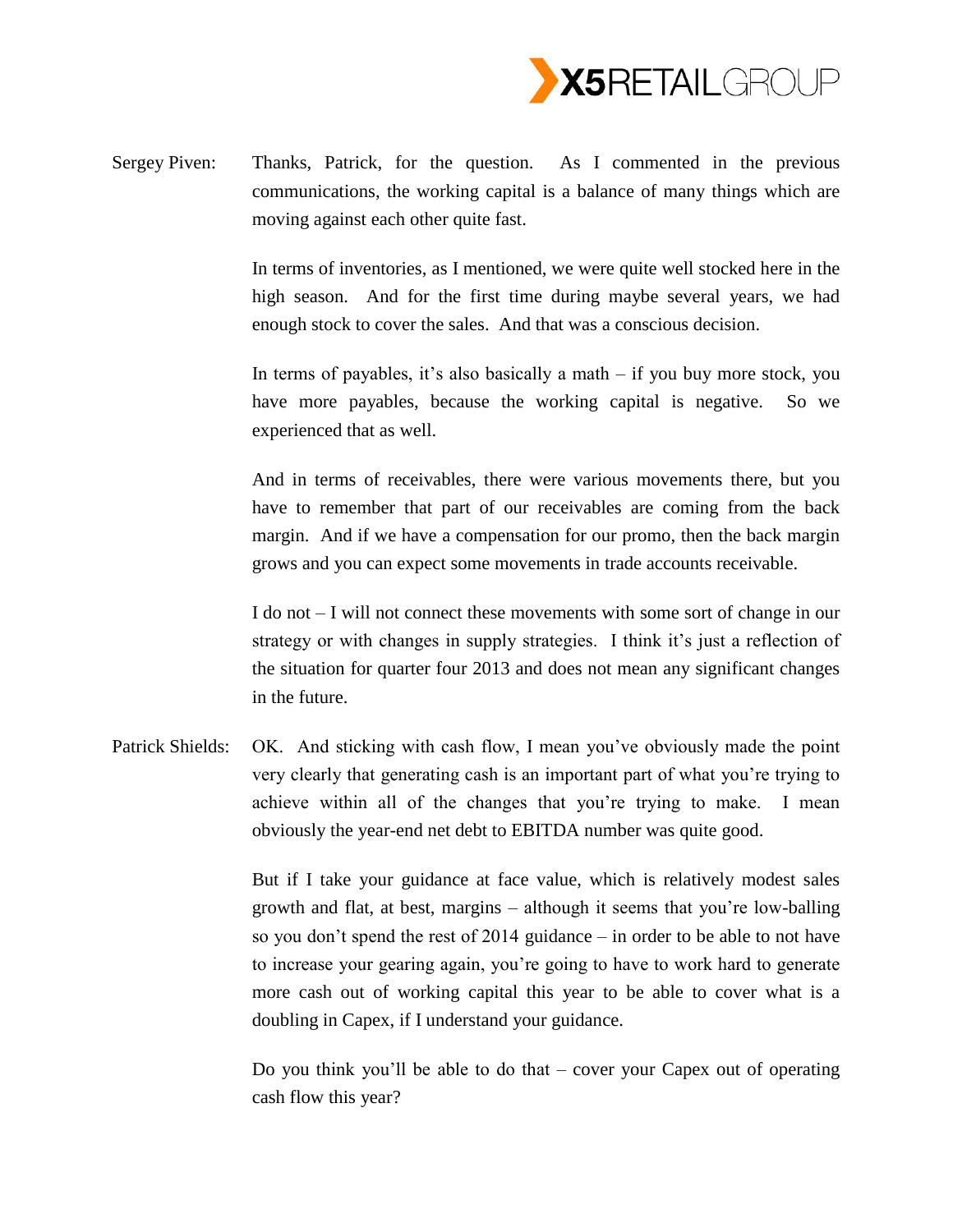Sergey Piven: Thanks, Patrick, for the question. As I commented in the previous communications, the working capital is a balance of many things which are moving against each other quite fast.

In terms of inventories, as I mentioned, we were quite well stocked here in the high season. And for the first time during maybe several years, we had enough stock to cover the sales. And that was a conscious decision.

In terms of payables, it's also basically a math – if you buy more stock, you have more payables, because the working capital is negative. So we experienced that as well.

And in terms of receivables, there were various movements there, but you have to remember that part of our receivables are coming from the back margin. And if we have a compensation for our promo, then the back margin grows and you can expect some movements in trade accounts receivable.

I do not – I will not connect these movements with some sort of change in our strategy or with changes in supply strategies. I think it's just a reflection of the situation for quarter four 2013 and does not mean any significant changes in the future.

Patrick Shields: OK. And sticking with cash flow, I mean you've obviously made the point very clearly that generating cash is an important part of what you're trying to achieve within all of the changes that you're trying to make. I mean obviously the year-end net debt to EBITDA number was quite good.

But if I take your guidance at face value, which is relatively modest sales growth and flat, at best, margins – although it seems that you're low-balling so you don't spend the rest of 2014 guidance – in order to be able to not have to increase your gearing again, you're going to have to work hard to generate more cash out of working capital this year to be able to cover what is a doubling in Capex, if I understand your guidance.

Do you think you'll be able to do that – cover your Capex out of operating cash flow this year?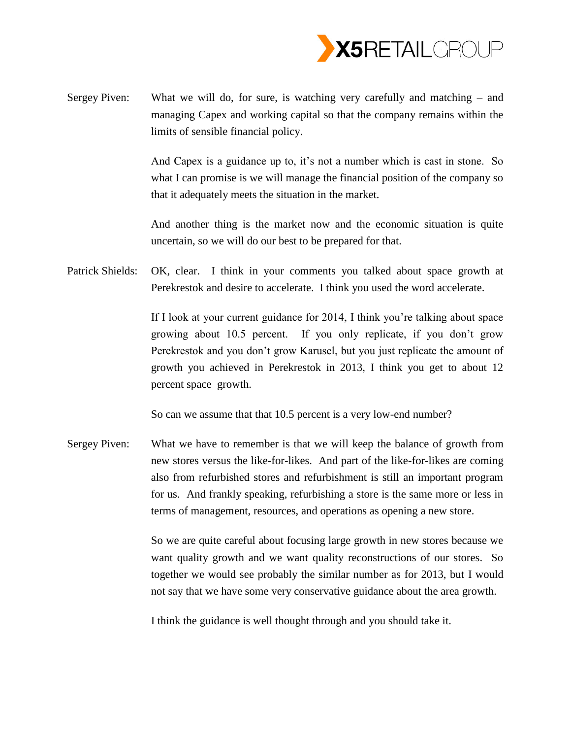Sergey Piven: What we will do, for sure, is watching very carefully and matching – and managing Capex and working capital so that the company remains within the limits of sensible financial policy.

And Capex is a guidance up to, it's not a number which is cast in stone. So what I can promise is we will manage the financial position of the company so that it adequately meets the situation in the market.

And another thing is the market now and the economic situation is quite uncertain, so we will do our best to be prepared for that.

Patrick Shields: OK, clear. I think in your comments you talked about space growth at Perekrestok and desire to accelerate. I think you used the word accelerate.

If I look at your current guidance for 2014, I think you're talking about space growing about 10.5 percent. If you only replicate, if you don't grow Perekrestok and you don't grow Karusel, but you just replicate the amount of growth you achieved in Perekrestok in 2013, I think you get to about 12 percent space growth.

So can we assume that that 10.5 percent is a very low-end number?

Sergey Piven: What we have to remember is that we will keep the balance of growth from new stores versus the like-for-likes. And part of the like-for-likes are coming also from refurbished stores and refurbishment is still an important program for us. And frankly speaking, refurbishing a store is the same more or less in terms of management, resources, and operations as opening a new store.

So we are quite careful about focusing large growth in new stores because we want quality growth and we want quality reconstructions of our stores. So together we would see probably the similar number as for 2013, but I would not say that we have some very conservative guidance about the area growth.

I think the guidance is well thought through and you should take it.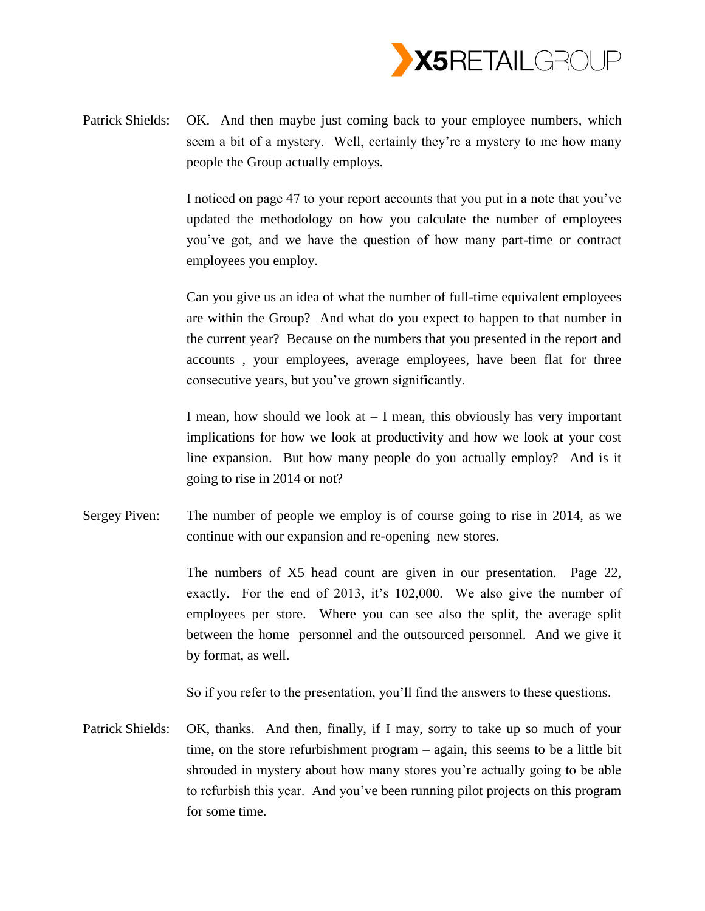Patrick Shields: OK. And then maybe just coming back to your employee numbers, which seem a bit of a mystery. Well, certainly they're a mystery to me how many people the Group actually employs.

I noticed on page 47 to your report accounts that you put in a note that you've updated the methodology on how you calculate the number of employees you've got, and we have the question of how many part-time or contract employees you employ.

Can you give us an idea of what the number of full-time equivalent employees are within the Group? And what do you expect to happen to that number in the current year? Because on the numbers that you presented in the report and accounts , your employees, average employees, have been flat for three consecutive years, but you've grown significantly.

I mean, how should we look at – I mean, this obviously has very important implications for how we look at productivity and how we look at your cost line expansion. But how many people do you actually employ? And is it going to rise in 2014 or not?

Sergey Piven: The number of people we employ is of course going to rise in 2014, as we continue with our expansion and re-opening new stores.

The numbers of X5 head count are given in our presentation. Page 22, exactly. For the end of 2013, it's 102,000. We also give the number of employees per store. Where you can see also the split, the average split between the home personnel and the outsourced personnel. And we give it by format, as well.

So if you refer to the presentation, you'll find the answers to these questions.

Patrick Shields: OK, thanks. And then, finally, if I may, sorry to take up so much of your time, on the store refurbishment program – again, this seems to be a little bit shrouded in mystery about how many stores you're actually going to be able to refurbish this year. And you've been running pilot projects on this program for some time.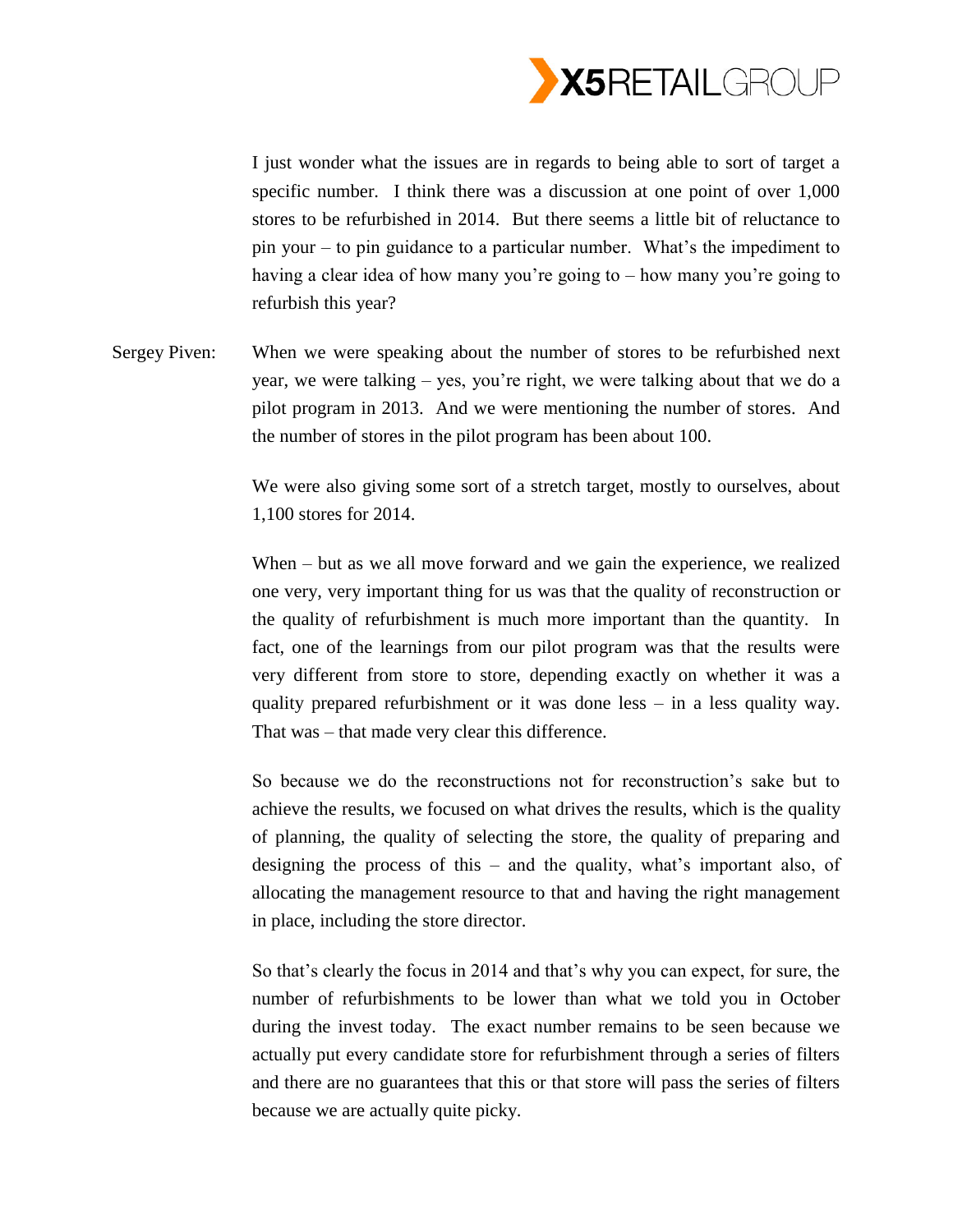I just wonder what the issues are in regards to being able to sort of target a specific number. I think there was a discussion at one point of over 1,000 stores to be refurbished in 2014. But there seems a little bit of reluctance to pin your – to pin guidance to a particular number. What's the impediment to having a clear idea of how many you're going to – how many you're going to refurbish this year?

Sergey Piven: When we were speaking about the number of stores to be refurbished next year, we were talking – yes, you're right, we were talking about that we do a pilot program in 2013. And we were mentioning the number of stores. And the number of stores in the pilot program has been about 100.

We were also giving some sort of a stretch target, mostly to ourselves, about 1,100 stores for 2014.

When – but as we all move forward and we gain the experience, we realized one very, very important thing for us was that the quality of reconstruction or the quality of refurbishment is much more important than the quantity. In fact, one of the learnings from our pilot program was that the results were very different from store to store, depending exactly on whether it was a quality prepared refurbishment or it was done less – in a less quality way. That was – that made very clear this difference.

So because we do the reconstructions not for reconstruction's sake but to achieve the results, we focused on what drives the results, which is the quality of planning, the quality of selecting the store, the quality of preparing and designing the process of this – and the quality, what's important also, of allocating the management resource to that and having the right management in place, including the store director.

So that's clearly the focus in 2014 and that's why you can expect, for sure, the number of refurbishments to be lower than what we told you in October during the invest today. The exact number remains to be seen because we actually put every candidate store for refurbishment through a series of filters and there are no guarantees that this or that store will pass the series of filters because we are actually quite picky.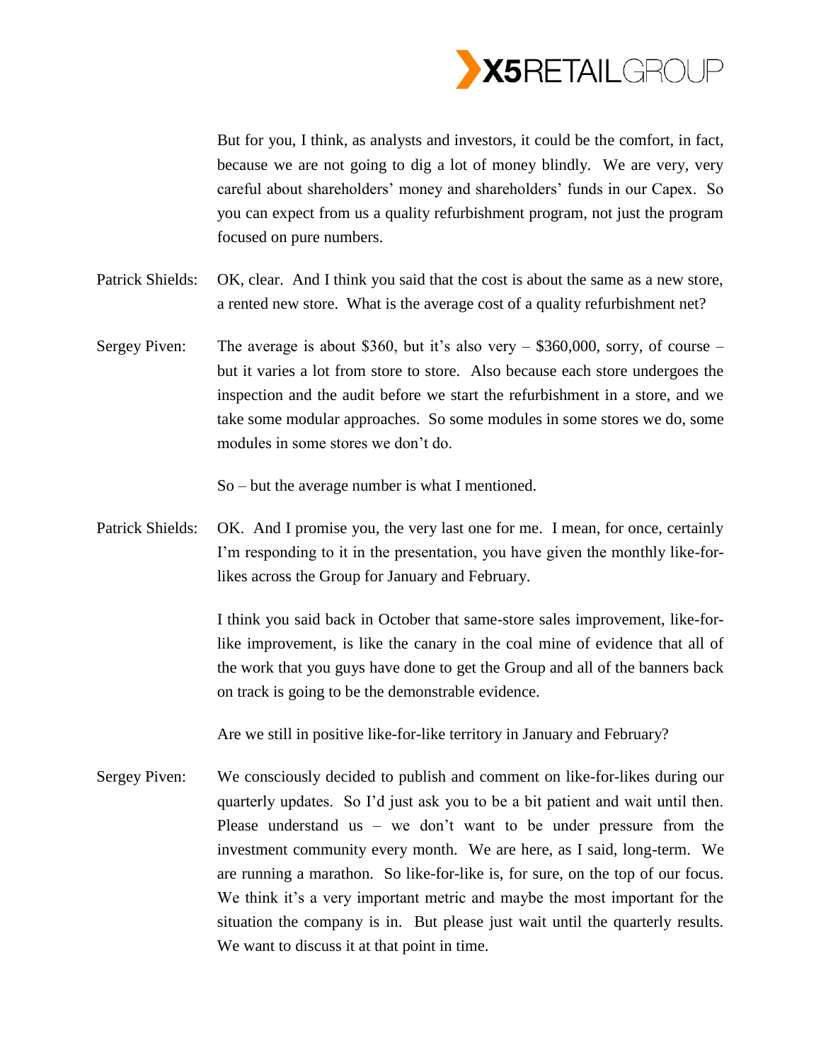But for you, I think, as analysts and investors, it could be the comfort, in fact, because we are not going to dig a lot of money blindly. We are very, very careful about shareholders' money and shareholders' funds in our Capex. So you can expect from us a quality refurbishment program, not just the program focused on pure numbers.

Patrick Shields: OK, clear. And I think you said that the cost is about the same as a new store, a rented new store. What is the average cost of a quality refurbishment net?

Sergey Piven: The average is about $360, but it's also very – $360,000, sorry, of course – but it varies a lot from store to store. Also because each store undergoes the inspection and the audit before we start the refurbishment in a store, and we take some modular approaches. So some modules in some stores we do, some modules in some stores we don't do.

So – but the average number is what I mentioned.

Patrick Shields: OK. And I promise you, the very last one for me. I mean, for once, certainly I'm responding to it in the presentation, you have given the monthly like-for-likes across the Group for January and February.

I think you said back in October that same-store sales improvement, like-for-like improvement, is like the canary in the coal mine of evidence that all of the work that you guys have done to get the Group and all of the banners back on track is going to be the demonstrable evidence.

Are we still in positive like-for-like territory in January and February?

Sergey Piven: We consciously decided to publish and comment on like-for-likes during our quarterly updates. So I'd just ask you to be a bit patient and wait until then. Please understand us – we don't want to be under pressure from the investment community every month. We are here, as I said, long-term. We are running a marathon. So like-for-like is, for sure, on the top of our focus. We think it's a very important metric and maybe the most important for the situation the company is in. But please just wait until the quarterly results. We want to discuss it at that point in time.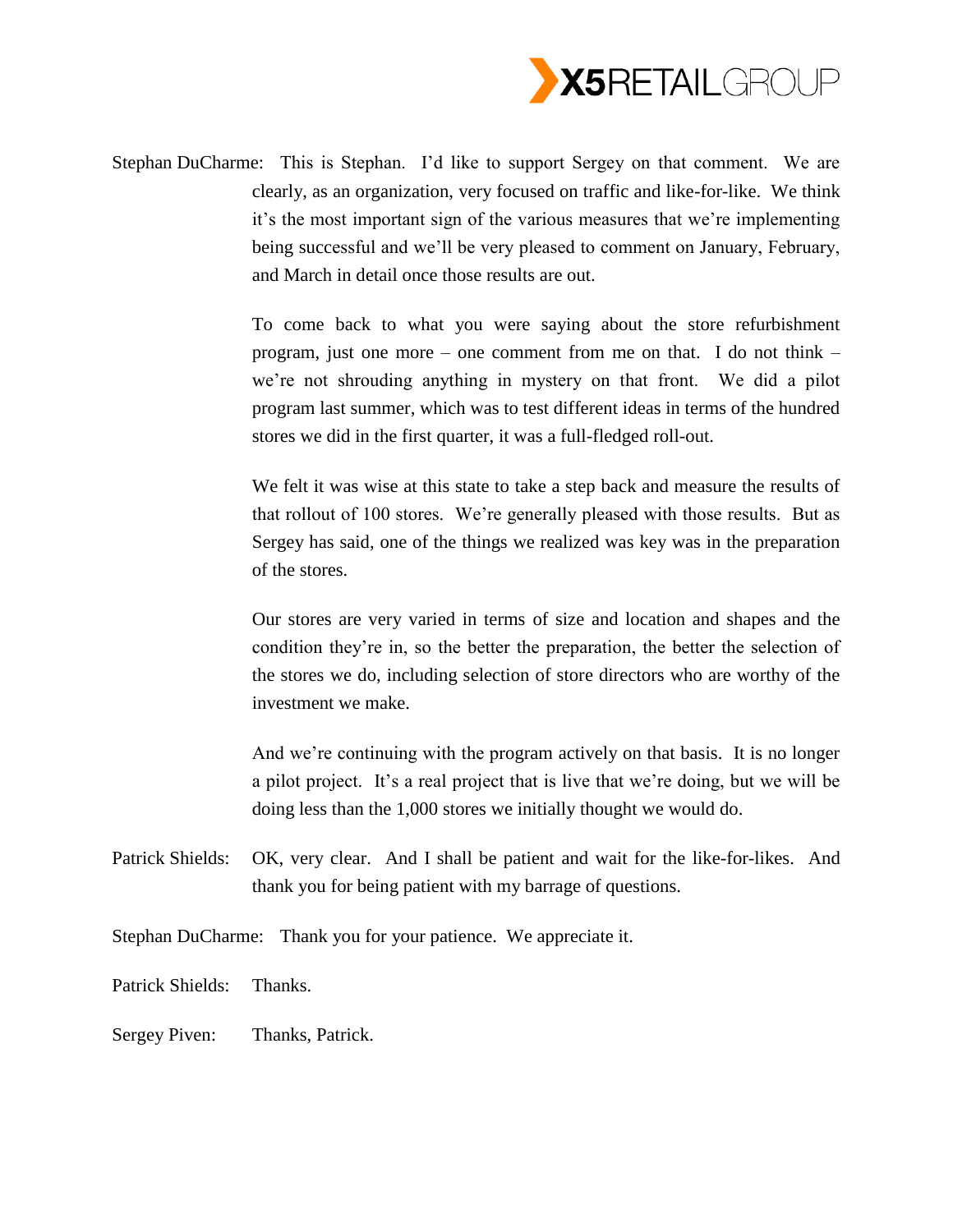Stephan DuCharme: This is Stephan. I'd like to support Sergey on that comment. We are clearly, as an organization, very focused on traffic and like-for-like. We think it's the most important sign of the various measures that we're implementing being successful and we'll be very pleased to comment on January, February, and March in detail once those results are out.

To come back to what you were saying about the store refurbishment program, just one more – one comment from me on that. I do not think – we're not shrouding anything in mystery on that front. We did a pilot program last summer, which was to test different ideas in terms of the hundred stores we did in the first quarter, it was a full-fledged roll-out.

We felt it was wise at this state to take a step back and measure the results of that rollout of 100 stores. We're generally pleased with those results. But as Sergey has said, one of the things we realized was key was in the preparation of the stores.

Our stores are very varied in terms of size and location and shapes and the condition they're in, so the better the preparation, the better the selection of the stores we do, including selection of store directors who are worthy of the investment we make.

And we're continuing with the program actively on that basis. It is no longer a pilot project. It's a real project that is live that we're doing, but we will be doing less than the 1,000 stores we initially thought we would do.

Patrick Shields: OK, very clear. And I shall be patient and wait for the like-for-likes. And thank you for being patient with my barrage of questions.

Stephan DuCharme: Thank you for your patience. We appreciate it.

Patrick Shields: Thanks.

Sergey Piven: Thanks, Patrick.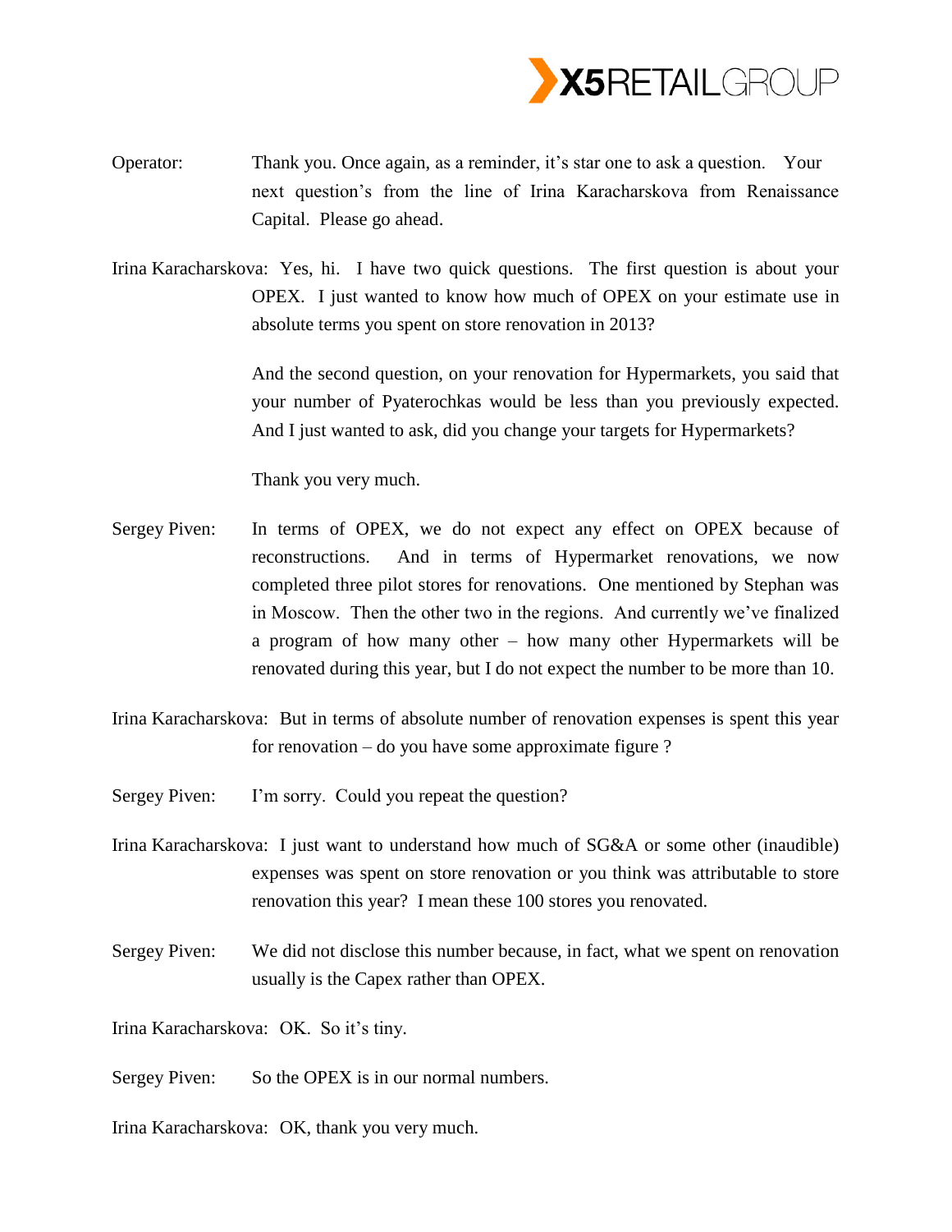Operator: Thank you. Once again, as a reminder, it's star one to ask a question. Your next question's from the line of Irina Karacharskova from Renaissance Capital. Please go ahead.

Irina Karacharskova: Yes, hi. I have two quick questions. The first question is about your OPEX. I just wanted to know how much of OPEX on your estimate use in absolute terms you spent on store renovation in 2013?

And the second question, on your renovation for Hypermarkets, you said that your number of Pyaterochkas would be less than you previously expected. And I just wanted to ask, did you change your targets for Hypermarkets?

Thank you very much.

Sergey Piven: In terms of OPEX, we do not expect any effect on OPEX because of reconstructions. And in terms of Hypermarket renovations, we now completed three pilot stores for renovations. One mentioned by Stephan was in Moscow. Then the other two in the regions. And currently we've finalized a program of how many other – how many other Hypermarkets will be renovated during this year, but I do not expect the number to be more than 10.

Irina Karacharskova: But in terms of absolute number of renovation expenses is spent this year for renovation – do you have some approximate figure ?

Sergey Piven: I'm sorry. Could you repeat the question?

Irina Karacharskova: I just want to understand how much of SG&A or some other (inaudible) expenses was spent on store renovation or you think was attributable to store renovation this year? I mean these 100 stores you renovated.

Sergey Piven: We did not disclose this number because, in fact, what we spent on renovation usually is the Capex rather than OPEX.

Irina Karacharskova: OK. So it's tiny.

Sergey Piven: So the OPEX is in our normal numbers.

Irina Karacharskova: OK, thank you very much.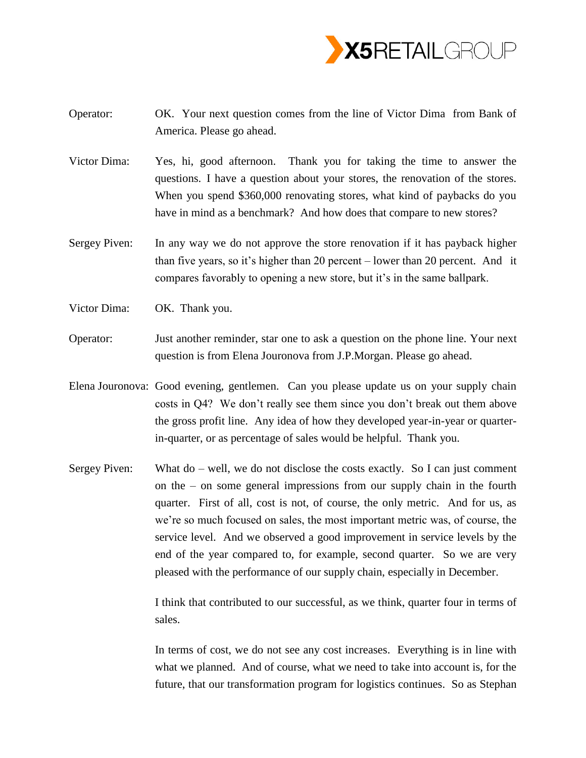Operator: OK. Your next question comes from the line of Victor Dima from Bank of America. Please go ahead.

Victor Dima: Yes, hi, good afternoon. Thank you for taking the time to answer the questions. I have a question about your stores, the renovation of the stores. When you spend $360,000 renovating stores, what kind of paybacks do you have in mind as a benchmark? And how does that compare to new stores?

Sergey Piven: In any way we do not approve the store renovation if it has payback higher than five years, so it's higher than 20 percent – lower than 20 percent. And it compares favorably to opening a new store, but it's in the same ballpark.

Victor Dima: OK. Thank you.

Operator: Just another reminder, star one to ask a question on the phone line. Your next question is from Elena Jouronova from J.P.Morgan. Please go ahead.

Elena Jouronova: Good evening, gentlemen. Can you please update us on your supply chain costs in Q4? We don't really see them since you don't break out them above the gross profit line. Any idea of how they developed year-in-year or quarter-in-quarter, or as percentage of sales would be helpful. Thank you.

Sergey Piven: What do – well, we do not disclose the costs exactly. So I can just comment on the – on some general impressions from our supply chain in the fourth quarter. First of all, cost is not, of course, the only metric. And for us, as we're so much focused on sales, the most important metric was, of course, the service level. And we observed a good improvement in service levels by the end of the year compared to, for example, second quarter. So we are very pleased with the performance of our supply chain, especially in December.

I think that contributed to our successful, as we think, quarter four in terms of sales.

In terms of cost, we do not see any cost increases. Everything is in line with what we planned. And of course, what we need to take into account is, for the future, that our transformation program for logistics continues. So as Stephan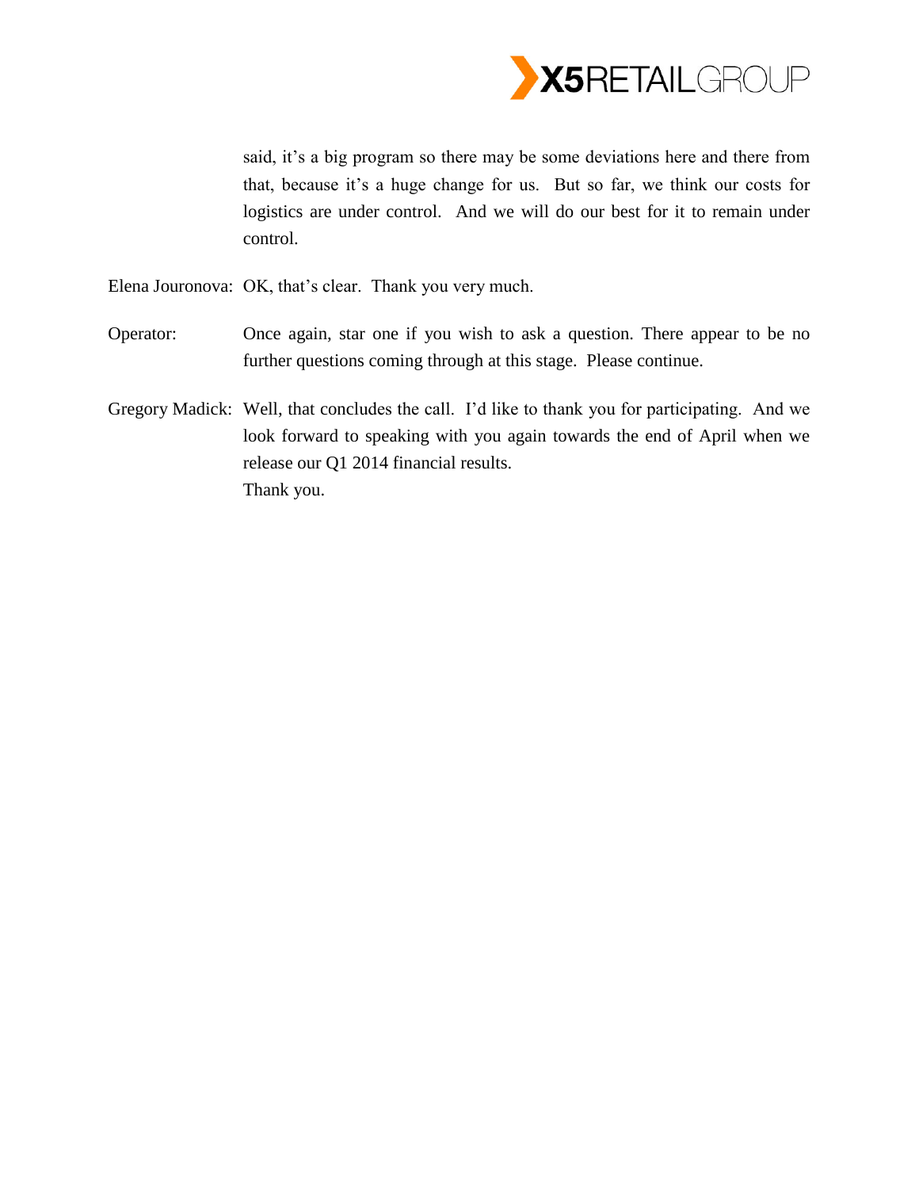said, it's a big program so there may be some deviations here and there from that, because it's a huge change for us. But so far, we think our costs for logistics are under control. And we will do our best for it to remain under control.

Elena Jouronova: OK, that's clear. Thank you very much.

Operator: Once again, star one if you wish to ask a question. There appear to be no further questions coming through at this stage. Please continue.

Gregory Madick: Well, that concludes the call. I'd like to thank you for participating. And we look forward to speaking with you again towards the end of April when we release our Q1 2014 financial results.
Thank you.